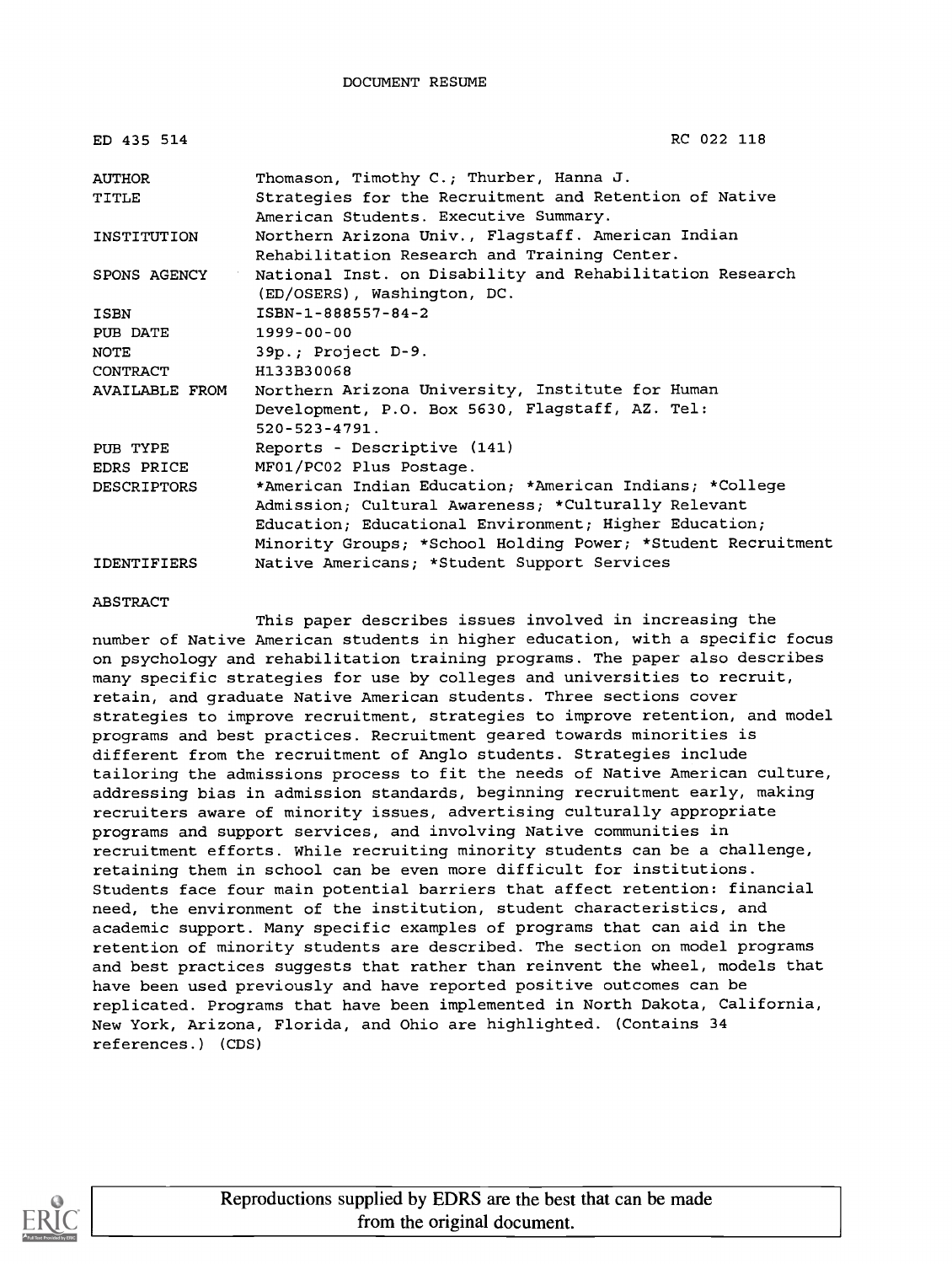DOCUMENT RESUME

| | |
|---|---|
| ED 435 514 | RC 022 118 |
| AUTHOR | Thomason, Timothy C.; Thurber, Hanna J. |
| TITLE | Strategies for the Recruitment and Retention of Native American Students. Executive Summary. |
| INSTITUTION | Northern Arizona Univ., Flagstaff. American Indian Rehabilitation Research and Training Center. |
| SPONS AGENCY | National Inst. on Disability and Rehabilitation Research (ED/OSERS), Washington, DC. |
| ISBN | ISBN-1-888557-84-2 |
| PUB DATE | 1999-00-00 |
| NOTE | 39p.; Project D-9. |
| CONTRACT | H133B30068 |
| AVAILABLE FROM | Northern Arizona University, Institute for Human Development, P.O. Box 5630, Flagstaff, AZ. Tel: 520-523-4791. |
| PUB TYPE | Reports - Descriptive (141) |
| EDRS PRICE | MF01/PC02 Plus Postage. |
| DESCRIPTORS | *American Indian Education; *American Indians; *College Admission; Cultural Awareness; *Culturally Relevant Education; Educational Environment; Higher Education; Minority Groups; *School Holding Power; *Student Recruitment |
| IDENTIFIERS | Native Americans; *Student Support Services |

ABSTRACT

This paper describes issues involved in increasing the number of Native American students in higher education, with a specific focus on psychology and rehabilitation training programs. The paper also describes many specific strategies for use by colleges and universities to recruit, retain, and graduate Native American students. Three sections cover strategies to improve recruitment, strategies to improve retention, and model programs and best practices. Recruitment geared towards minorities is different from the recruitment of Anglo students. Strategies include tailoring the admissions process to fit the needs of Native American culture, addressing bias in admission standards, beginning recruitment early, making recruiters aware of minority issues, advertising culturally appropriate programs and support services, and involving Native communities in recruitment efforts. While recruiting minority students can be a challenge, retaining them in school can be even more difficult for institutions. Students face four main potential barriers that affect retention: financial need, the environment of the institution, student characteristics, and academic support. Many specific examples of programs that can aid in the retention of minority students are described. The section on model programs and best practices suggests that rather than reinvent the wheel, models that have been used previously and have reported positive outcomes can be replicated. Programs that have been implemented in North Dakota, California, New York, Arizona, Florida, and Ohio are highlighted. (Contains 34 references.) (CDS)

Reproductions supplied by EDRS are the best that can be made from the original document.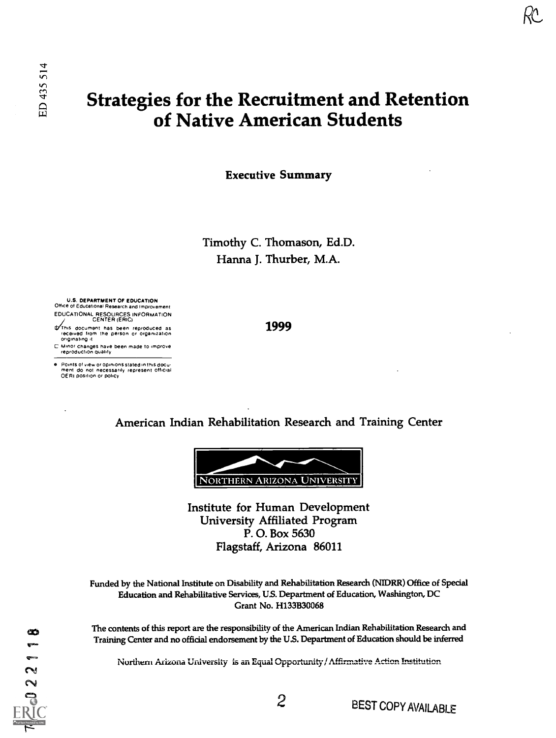# Strategies for the Recruitment and Retention of Native American Students

**Executive Summary**

Timothy C. Thomason, Ed.D.
Hanna J. Thurber, M.A.

1999

American Indian Rehabilitation Research and Training Center

NORTHERN ARIZONA UNIVERSITY

Institute for Human Development
University Affiliated Program
P. O. Box 5630
Flagstaff, Arizona 86011

Funded by the National Institute on Disability and Rehabilitation Research (NIDRR) Office of Special Education and Rehabilitative Services, U.S. Department of Education, Washington, DC
Grant No. H133B30068

The contents of this report are the responsibility of the American Indian Rehabilitation Research and Training Center and no official endorsement by the U.S. Department of Education should be inferred

Northern Arizona University is an Equal Opportunity / Affirmative Action Institution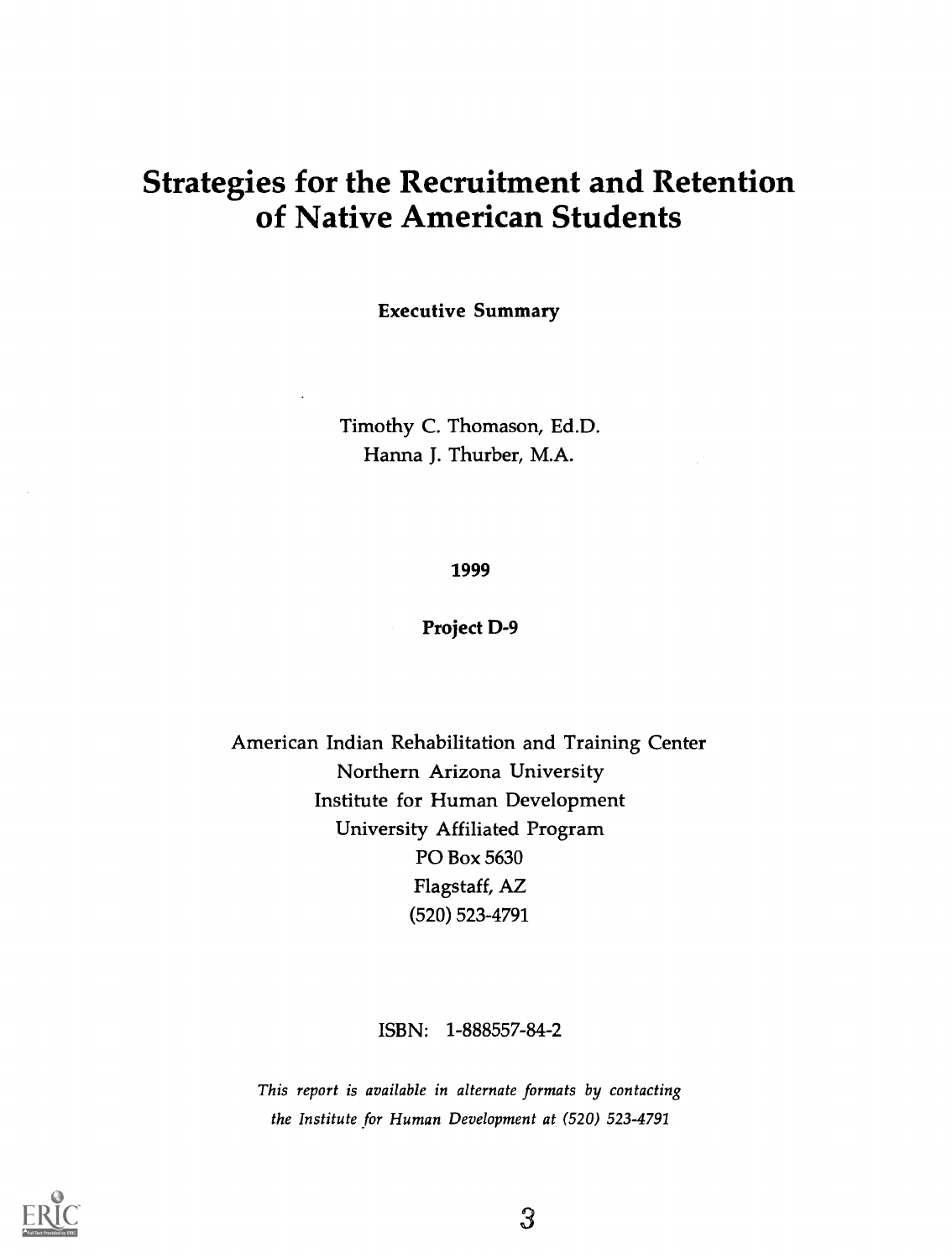# Strategies for the Recruitment and Retention of Native American Students

**Executive Summary**

Timothy C. Thomason, Ed.D.
Hanna J. Thurber, M.A.

**1999**

**Project D-9**

American Indian Rehabilitation and Training Center
Northern Arizona University
Institute for Human Development
University Affiliated Program
PO Box 5630
Flagstaff, AZ
(520) 523-4791

ISBN: 1-888557-84-2

*This report is available in alternate formats by contacting the Institute for Human Development at (520) 523-4791*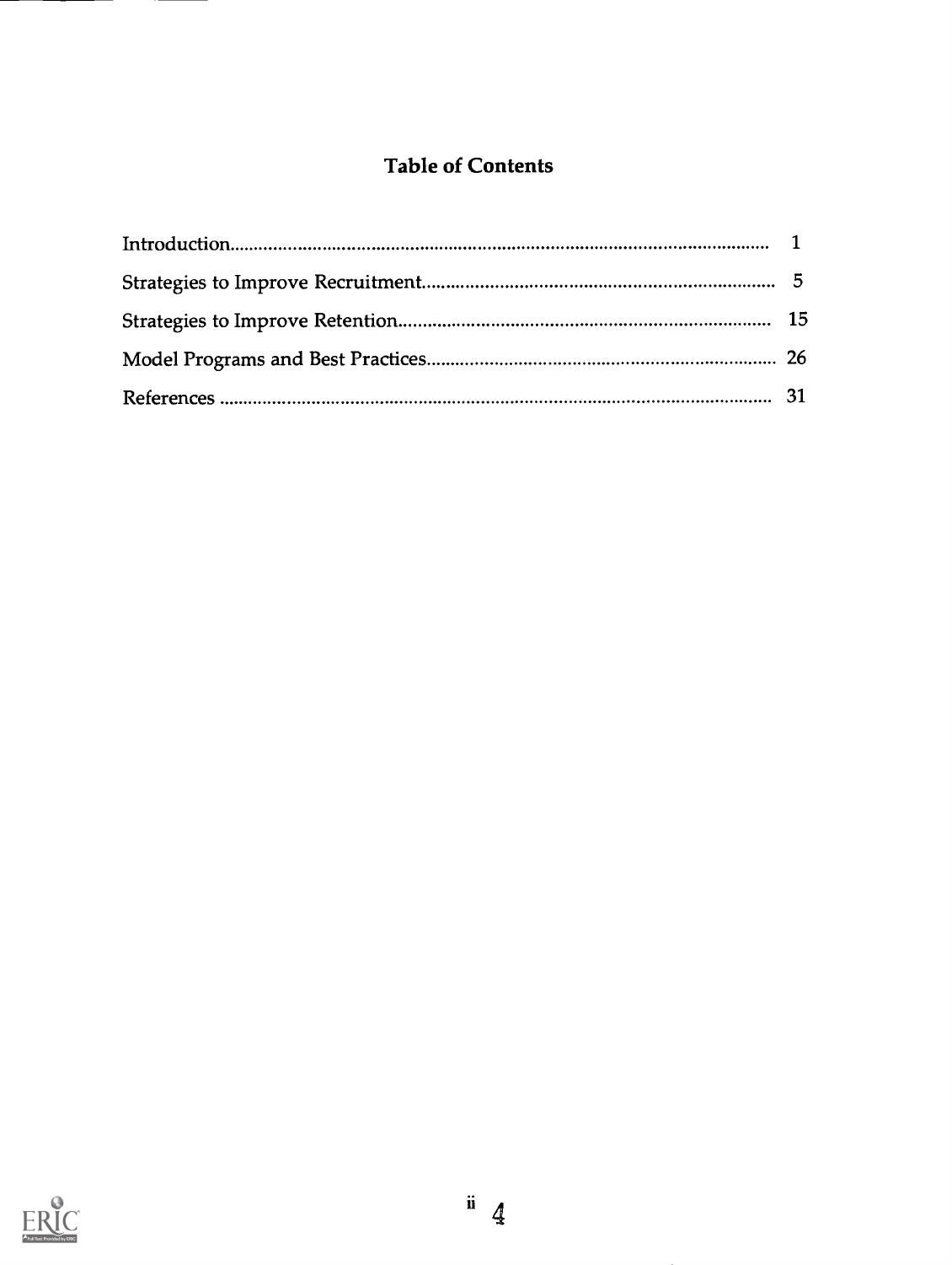## Table of Contents

| | |
|---|---|
| Introduction | 1 |
| Strategies to Improve Recruitment | 5 |
| Strategies to Improve Retention | 15 |
| Model Programs and Best Practices | 26 |
| References | 31 |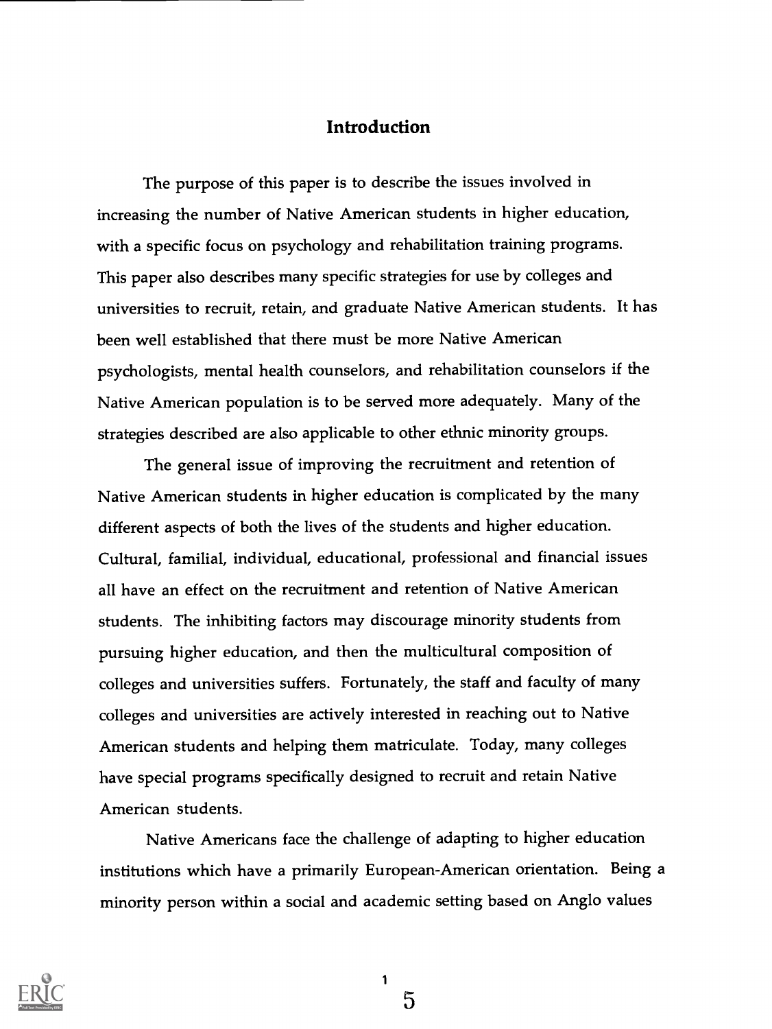## Introduction

The purpose of this paper is to describe the issues involved in increasing the number of Native American students in higher education, with a specific focus on psychology and rehabilitation training programs. This paper also describes many specific strategies for use by colleges and universities to recruit, retain, and graduate Native American students. It has been well established that there must be more Native American psychologists, mental health counselors, and rehabilitation counselors if the Native American population is to be served more adequately. Many of the strategies described are also applicable to other ethnic minority groups.

The general issue of improving the recruitment and retention of Native American students in higher education is complicated by the many different aspects of both the lives of the students and higher education. Cultural, familial, individual, educational, professional and financial issues all have an effect on the recruitment and retention of Native American students. The inhibiting factors may discourage minority students from pursuing higher education, and then the multicultural composition of colleges and universities suffers. Fortunately, the staff and faculty of many colleges and universities are actively interested in reaching out to Native American students and helping them matriculate. Today, many colleges have special programs specifically designed to recruit and retain Native American students.

Native Americans face the challenge of adapting to higher education institutions which have a primarily European-American orientation. Being a minority person within a social and academic setting based on Anglo values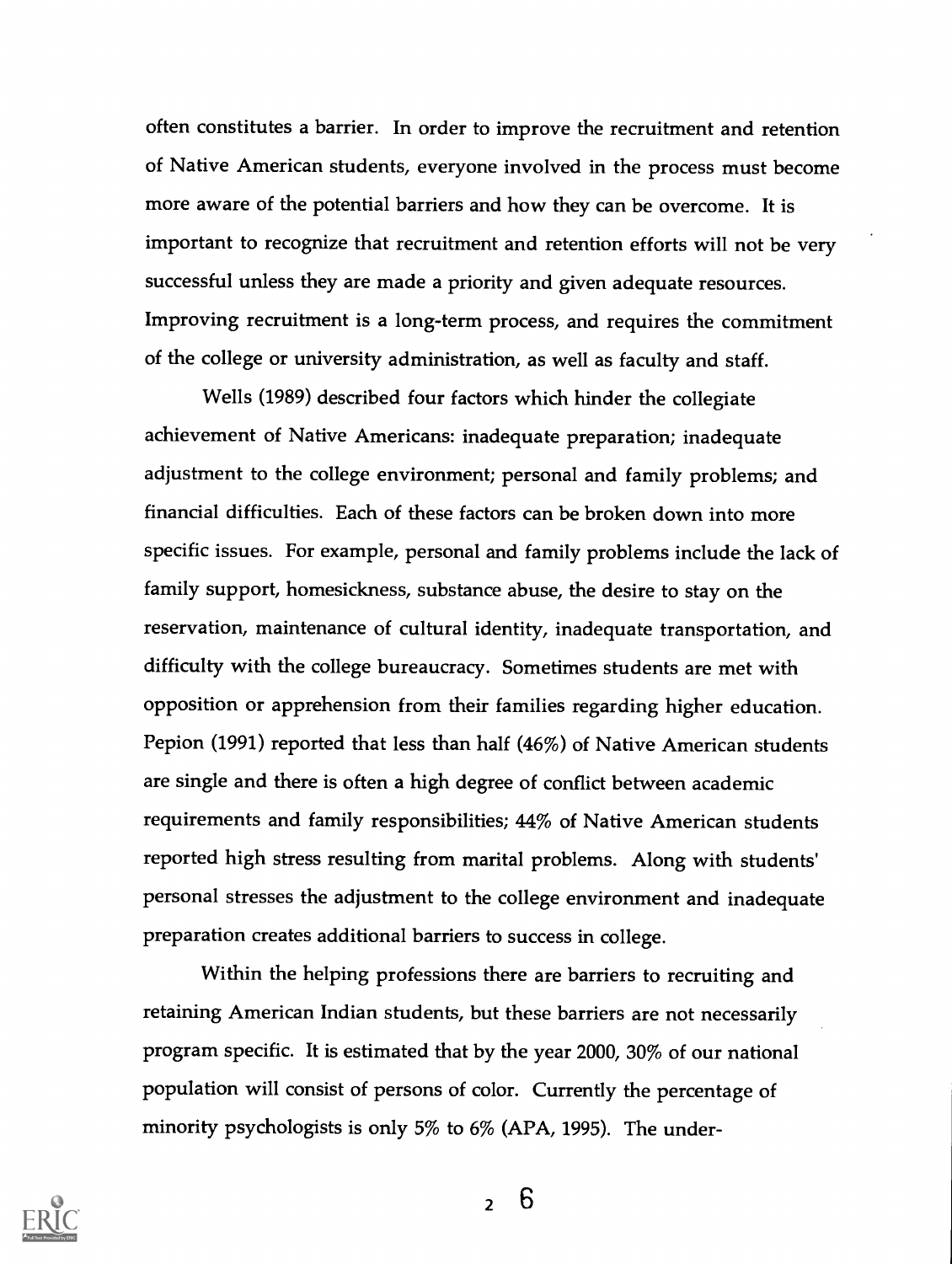often constitutes a barrier. In order to improve the recruitment and retention of Native American students, everyone involved in the process must become more aware of the potential barriers and how they can be overcome. It is important to recognize that recruitment and retention efforts will not be very successful unless they are made a priority and given adequate resources. Improving recruitment is a long-term process, and requires the commitment of the college or university administration, as well as faculty and staff.

Wells (1989) described four factors which hinder the collegiate achievement of Native Americans: inadequate preparation; inadequate adjustment to the college environment; personal and family problems; and financial difficulties. Each of these factors can be broken down into more specific issues. For example, personal and family problems include the lack of family support, homesickness, substance abuse, the desire to stay on the reservation, maintenance of cultural identity, inadequate transportation, and difficulty with the college bureaucracy. Sometimes students are met with opposition or apprehension from their families regarding higher education. Pepion (1991) reported that less than half (46%) of Native American students are single and there is often a high degree of conflict between academic requirements and family responsibilities; 44% of Native American students reported high stress resulting from marital problems. Along with students' personal stresses the adjustment to the college environment and inadequate preparation creates additional barriers to success in college.

Within the helping professions there are barriers to recruiting and retaining American Indian students, but these barriers are not necessarily program specific. It is estimated that by the year 2000, 30% of our national population will consist of persons of color. Currently the percentage of minority psychologists is only 5% to 6% (APA, 1995). The under-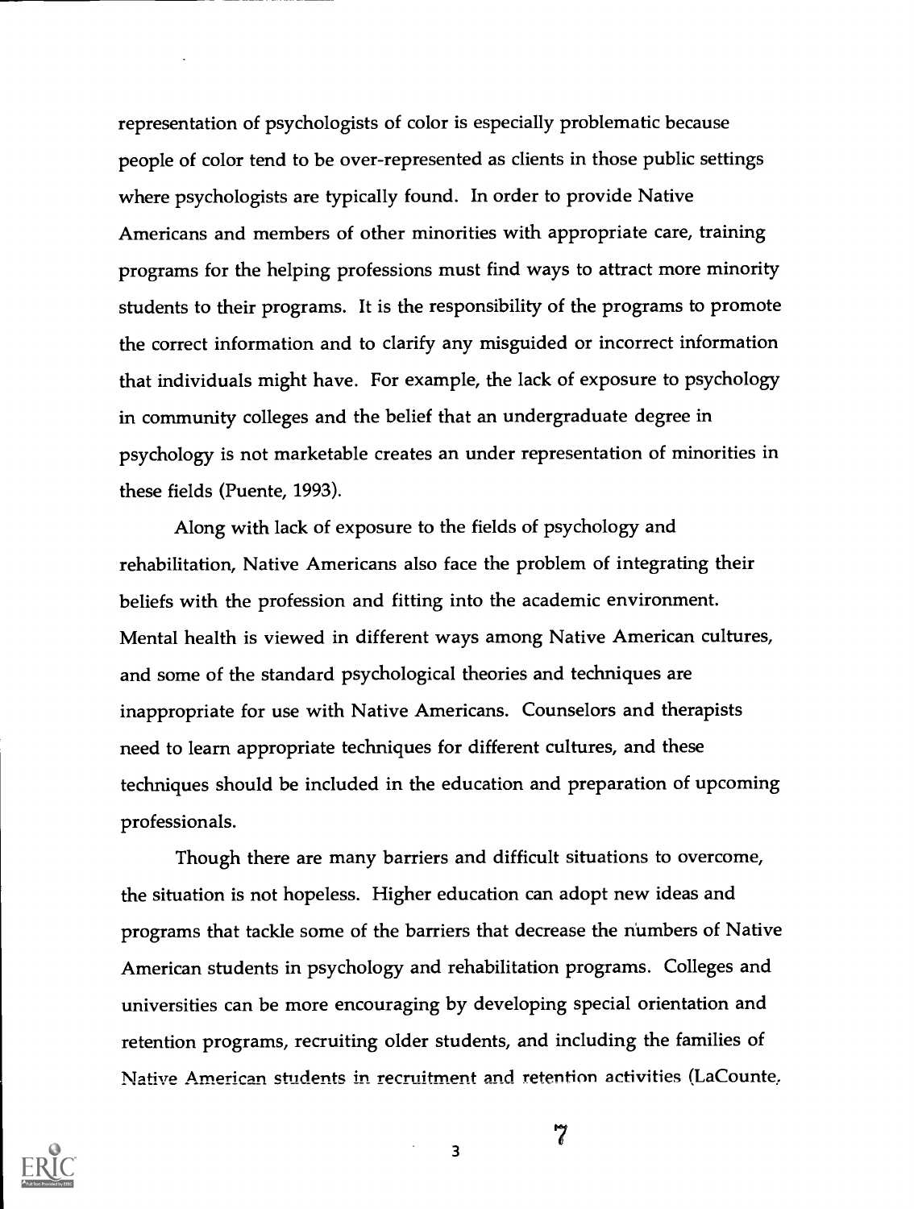representation of psychologists of color is especially problematic because people of color tend to be over-represented as clients in those public settings where psychologists are typically found. In order to provide Native Americans and members of other minorities with appropriate care, training programs for the helping professions must find ways to attract more minority students to their programs. It is the responsibility of the programs to promote the correct information and to clarify any misguided or incorrect information that individuals might have. For example, the lack of exposure to psychology in community colleges and the belief that an undergraduate degree in psychology is not marketable creates an under representation of minorities in these fields (Puente, 1993).

Along with lack of exposure to the fields of psychology and rehabilitation, Native Americans also face the problem of integrating their beliefs with the profession and fitting into the academic environment. Mental health is viewed in different ways among Native American cultures, and some of the standard psychological theories and techniques are inappropriate for use with Native Americans. Counselors and therapists need to learn appropriate techniques for different cultures, and these techniques should be included in the education and preparation of upcoming professionals.

Though there are many barriers and difficult situations to overcome, the situation is not hopeless. Higher education can adopt new ideas and programs that tackle some of the barriers that decrease the numbers of Native American students in psychology and rehabilitation programs. Colleges and universities can be more encouraging by developing special orientation and retention programs, recruiting older students, and including the families of Native American students in recruitment and retention activities (LaCounte,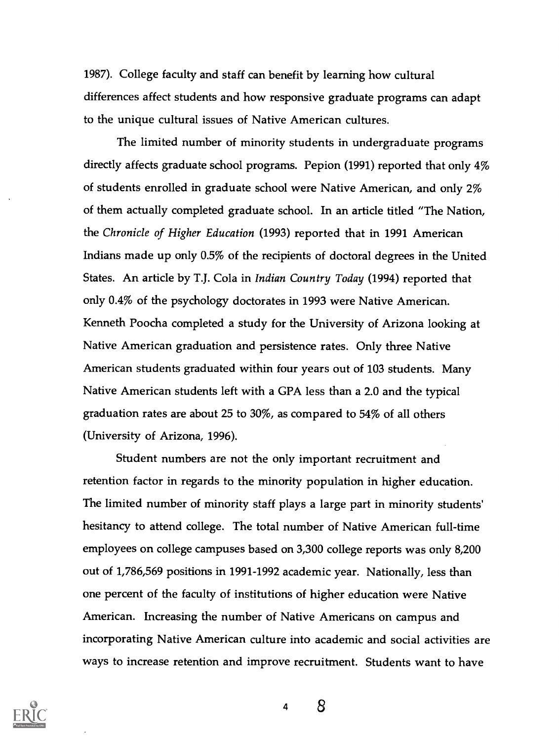1987). College faculty and staff can benefit by learning how cultural differences affect students and how responsive graduate programs can adapt to the unique cultural issues of Native American cultures.

The limited number of minority students in undergraduate programs directly affects graduate school programs. Pepion (1991) reported that only 4% of students enrolled in graduate school were Native American, and only 2% of them actually completed graduate school. In an article titled "The Nation, the *Chronicle of Higher Education* (1993) reported that in 1991 American Indians made up only 0.5% of the recipients of doctoral degrees in the United States. An article by T.J. Cola in *Indian Country Today* (1994) reported that only 0.4% of the psychology doctorates in 1993 were Native American. Kenneth Poocha completed a study for the University of Arizona looking at Native American graduation and persistence rates. Only three Native American students graduated within four years out of 103 students. Many Native American students left with a GPA less than a 2.0 and the typical graduation rates are about 25 to 30%, as compared to 54% of all others (University of Arizona, 1996).

Student numbers are not the only important recruitment and retention factor in regards to the minority population in higher education. The limited number of minority staff plays a large part in minority students' hesitancy to attend college. The total number of Native American full-time employees on college campuses based on 3,300 college reports was only 8,200 out of 1,786,569 positions in 1991-1992 academic year. Nationally, less than one percent of the faculty of institutions of higher education were Native American. Increasing the number of Native Americans on campus and incorporating Native American culture into academic and social activities are ways to increase retention and improve recruitment. Students want to have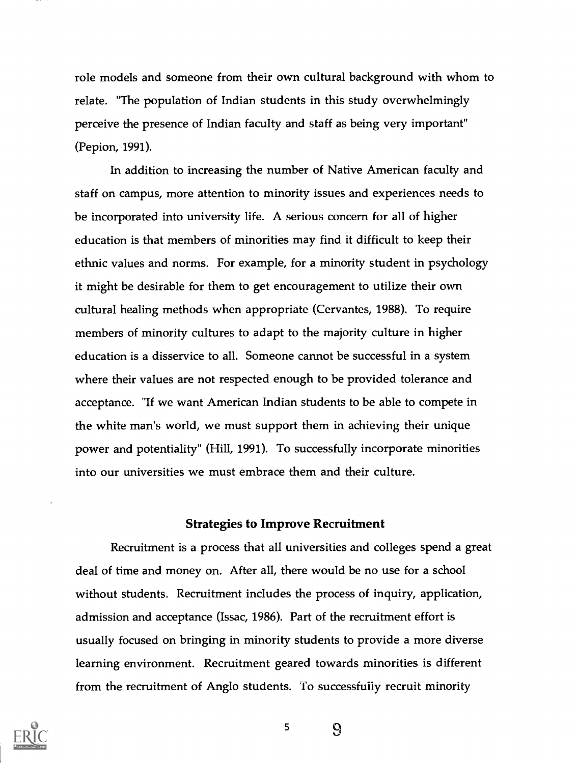role models and someone from their own cultural background with whom to relate. "The population of Indian students in this study overwhelmingly perceive the presence of Indian faculty and staff as being very important" (Pepion, 1991).

In addition to increasing the number of Native American faculty and staff on campus, more attention to minority issues and experiences needs to be incorporated into university life. A serious concern for all of higher education is that members of minorities may find it difficult to keep their ethnic values and norms. For example, for a minority student in psychology it might be desirable for them to get encouragement to utilize their own cultural healing methods when appropriate (Cervantes, 1988). To require members of minority cultures to adapt to the majority culture in higher education is a disservice to all. Someone cannot be successful in a system where their values are not respected enough to be provided tolerance and acceptance. "If we want American Indian students to be able to compete in the white man's world, we must support them in achieving their unique power and potentiality" (Hill, 1991). To successfully incorporate minorities into our universities we must embrace them and their culture.

## Strategies to Improve Recruitment

Recruitment is a process that all universities and colleges spend a great deal of time and money on. After all, there would be no use for a school without students. Recruitment includes the process of inquiry, application, admission and acceptance (Issac, 1986). Part of the recruitment effort is usually focused on bringing in minority students to provide a more diverse learning environment. Recruitment geared towards minorities is different from the recruitment of Anglo students. To successfully recruit minority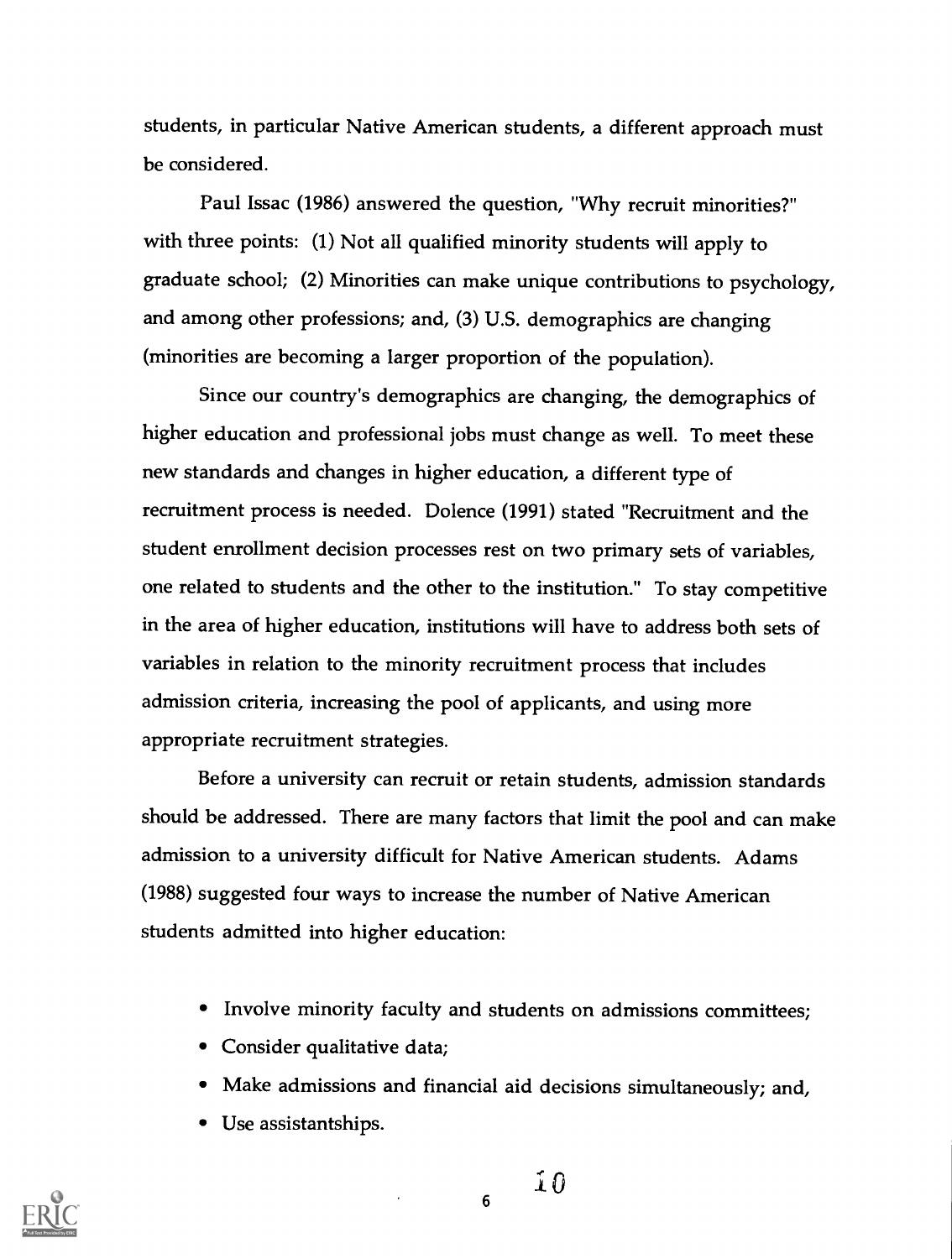students, in particular Native American students, a different approach must be considered.

Paul Issac (1986) answered the question, "Why recruit minorities?" with three points: (1) Not all qualified minority students will apply to graduate school; (2) Minorities can make unique contributions to psychology, and among other professions; and, (3) U.S. demographics are changing (minorities are becoming a larger proportion of the population).

Since our country's demographics are changing, the demographics of higher education and professional jobs must change as well. To meet these new standards and changes in higher education, a different type of recruitment process is needed. Dolence (1991) stated "Recruitment and the student enrollment decision processes rest on two primary sets of variables, one related to students and the other to the institution." To stay competitive in the area of higher education, institutions will have to address both sets of variables in relation to the minority recruitment process that includes admission criteria, increasing the pool of applicants, and using more appropriate recruitment strategies.

Before a university can recruit or retain students, admission standards should be addressed. There are many factors that limit the pool and can make admission to a university difficult for Native American students. Adams (1988) suggested four ways to increase the number of Native American students admitted into higher education:

- Involve minority faculty and students on admissions committees;
- Consider qualitative data;
- Make admissions and financial aid decisions simultaneously; and,
- Use assistantships.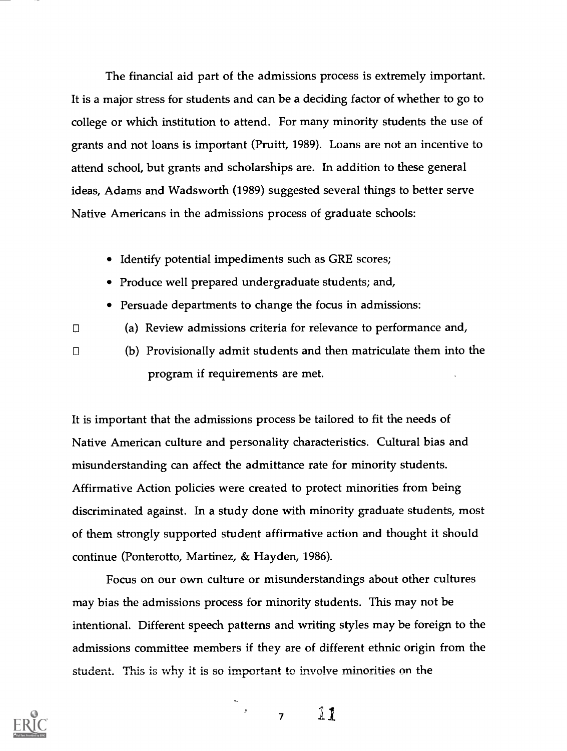The financial aid part of the admissions process is extremely important. It is a major stress for students and can be a deciding factor of whether to go to college or which institution to attend. For many minority students the use of grants and not loans is important (Pruitt, 1989). Loans are not an incentive to attend school, but grants and scholarships are. In addition to these general ideas, Adams and Wadsworth (1989) suggested several things to better serve Native Americans in the admissions process of graduate schools:

- Identify potential impediments such as GRE scores;
- Produce well prepared undergraduate students; and,
- Persuade departments to change the focus in admissions:
  - (a) Review admissions criteria for relevance to performance and,
  - (b) Provisionally admit students and then matriculate them into the program if requirements are met.

It is important that the admissions process be tailored to fit the needs of Native American culture and personality characteristics. Cultural bias and misunderstanding can affect the admittance rate for minority students. Affirmative Action policies were created to protect minorities from being discriminated against. In a study done with minority graduate students, most of them strongly supported student affirmative action and thought it should continue (Ponterotto, Martinez, & Hayden, 1986).

Focus on our own culture or misunderstandings about other cultures may bias the admissions process for minority students. This may not be intentional. Different speech patterns and writing styles may be foreign to the admissions committee members if they are of different ethnic origin from the student. This is why it is so important to involve minorities on the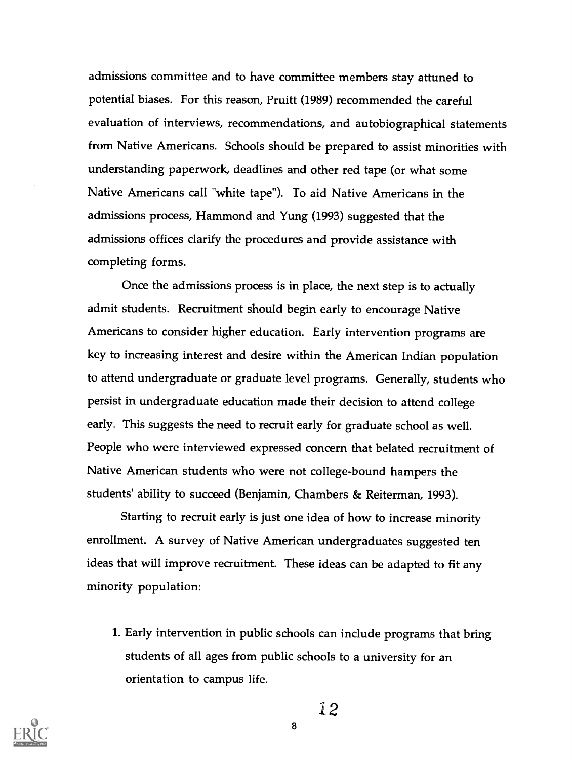admissions committee and to have committee members stay attuned to potential biases. For this reason, Pruitt (1989) recommended the careful evaluation of interviews, recommendations, and autobiographical statements from Native Americans. Schools should be prepared to assist minorities with understanding paperwork, deadlines and other red tape (or what some Native Americans call "white tape"). To aid Native Americans in the admissions process, Hammond and Yung (1993) suggested that the admissions offices clarify the procedures and provide assistance with completing forms.

Once the admissions process is in place, the next step is to actually admit students. Recruitment should begin early to encourage Native Americans to consider higher education. Early intervention programs are key to increasing interest and desire within the American Indian population to attend undergraduate or graduate level programs. Generally, students who persist in undergraduate education made their decision to attend college early. This suggests the need to recruit early for graduate school as well. People who were interviewed expressed concern that belated recruitment of Native American students who were not college-bound hampers the students' ability to succeed (Benjamin, Chambers & Reiterman, 1993).

Starting to recruit early is just one idea of how to increase minority enrollment. A survey of Native American undergraduates suggested ten ideas that will improve recruitment. These ideas can be adapted to fit any minority population:

1. Early intervention in public schools can include programs that bring students of all ages from public schools to a university for an orientation to campus life.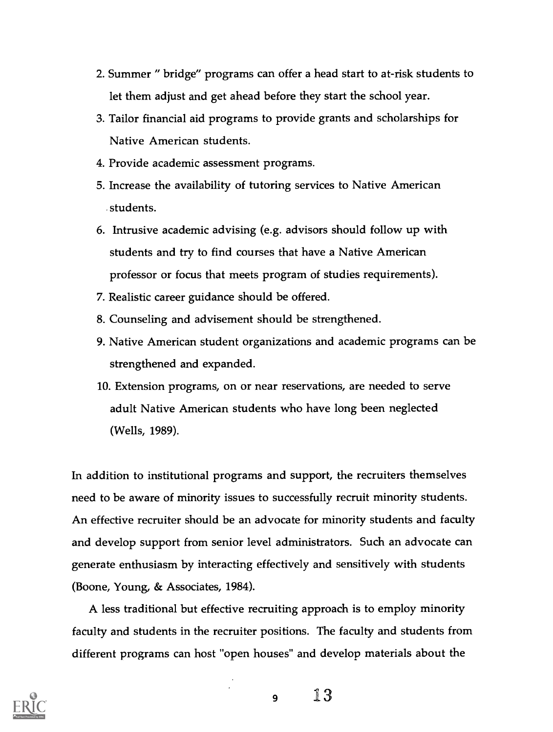2. Summer " bridge" programs can offer a head start to at-risk students to let them adjust and get ahead before they start the school year.
3. Tailor financial aid programs to provide grants and scholarships for Native American students.
4. Provide academic assessment programs.
5. Increase the availability of tutoring services to Native American students.
6. Intrusive academic advising (e.g. advisors should follow up with students and try to find courses that have a Native American professor or focus that meets program of studies requirements).
7. Realistic career guidance should be offered.
8. Counseling and advisement should be strengthened.
9. Native American student organizations and academic programs can be strengthened and expanded.
10. Extension programs, on or near reservations, are needed to serve adult Native American students who have long been neglected (Wells, 1989).

In addition to institutional programs and support, the recruiters themselves need to be aware of minority issues to successfully recruit minority students. An effective recruiter should be an advocate for minority students and faculty and develop support from senior level administrators. Such an advocate can generate enthusiasm by interacting effectively and sensitively with students (Boone, Young, & Associates, 1984).

A less traditional but effective recruiting approach is to employ minority faculty and students in the recruiter positions. The faculty and students from different programs can host "open houses" and develop materials about the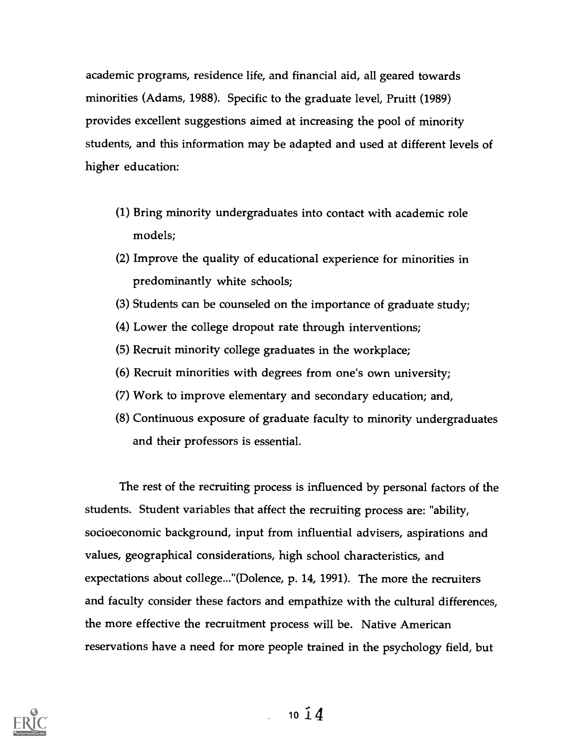academic programs, residence life, and financial aid, all geared towards minorities (Adams, 1988). Specific to the graduate level, Pruitt (1989) provides excellent suggestions aimed at increasing the pool of minority students, and this information may be adapted and used at different levels of higher education:

(1) Bring minority undergraduates into contact with academic role models;
(2) Improve the quality of educational experience for minorities in predominantly white schools;
(3) Students can be counseled on the importance of graduate study;
(4) Lower the college dropout rate through interventions;
(5) Recruit minority college graduates in the workplace;
(6) Recruit minorities with degrees from one's own university;
(7) Work to improve elementary and secondary education; and,
(8) Continuous exposure of graduate faculty to minority undergraduates and their professors is essential.

The rest of the recruiting process is influenced by personal factors of the students. Student variables that affect the recruiting process are: "ability, socioeconomic background, input from influential advisers, aspirations and values, geographical considerations, high school characteristics, and expectations about college..."(Dolence, p. 14, 1991). The more the recruiters and faculty consider these factors and empathize with the cultural differences, the more effective the recruitment process will be. Native American reservations have a need for more people trained in the psychology field, but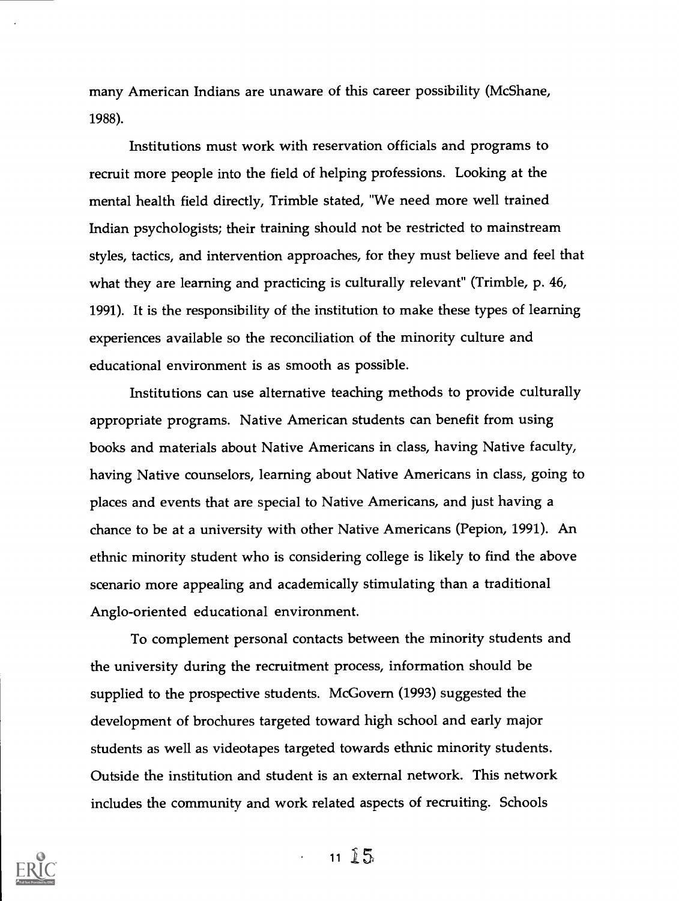many American Indians are unaware of this career possibility (McShane, 1988).

Institutions must work with reservation officials and programs to recruit more people into the field of helping professions. Looking at the mental health field directly, Trimble stated, "We need more well trained Indian psychologists; their training should not be restricted to mainstream styles, tactics, and intervention approaches, for they must believe and feel that what they are learning and practicing is culturally relevant" (Trimble, p. 46, 1991). It is the responsibility of the institution to make these types of learning experiences available so the reconciliation of the minority culture and educational environment is as smooth as possible.

Institutions can use alternative teaching methods to provide culturally appropriate programs. Native American students can benefit from using books and materials about Native Americans in class, having Native faculty, having Native counselors, learning about Native Americans in class, going to places and events that are special to Native Americans, and just having a chance to be at a university with other Native Americans (Pepion, 1991). An ethnic minority student who is considering college is likely to find the above scenario more appealing and academically stimulating than a traditional Anglo-oriented educational environment.

To complement personal contacts between the minority students and the university during the recruitment process, information should be supplied to the prospective students. McGovern (1993) suggested the development of brochures targeted toward high school and early major students as well as videotapes targeted towards ethnic minority students. Outside the institution and student is an external network. This network includes the community and work related aspects of recruiting. Schools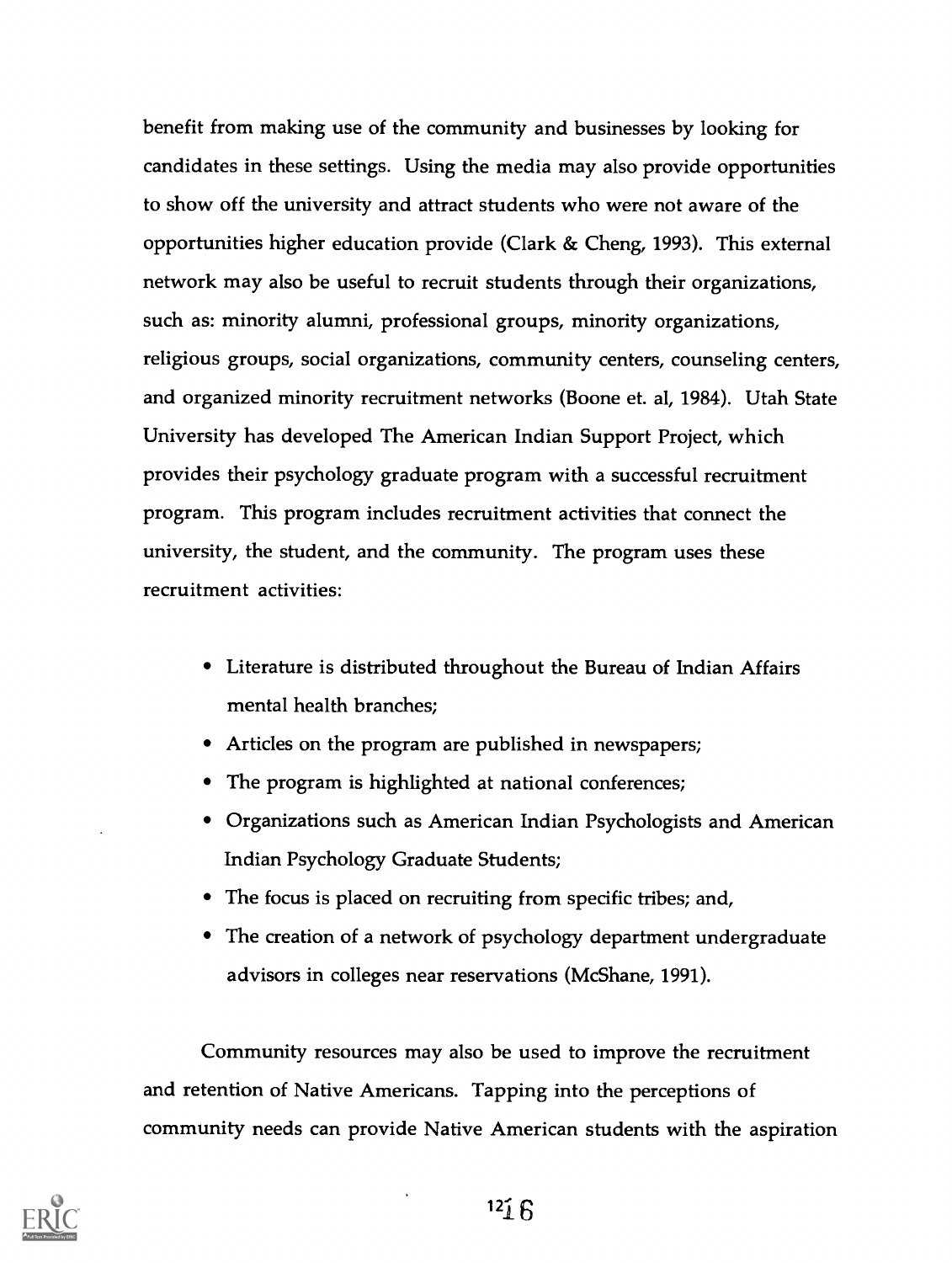benefit from making use of the community and businesses by looking for candidates in these settings. Using the media may also provide opportunities to show off the university and attract students who were not aware of the opportunities higher education provide (Clark & Cheng, 1993). This external network may also be useful to recruit students through their organizations, such as: minority alumni, professional groups, minority organizations, religious groups, social organizations, community centers, counseling centers, and organized minority recruitment networks (Boone et. al, 1984). Utah State University has developed The American Indian Support Project, which provides their psychology graduate program with a successful recruitment program. This program includes recruitment activities that connect the university, the student, and the community. The program uses these recruitment activities:

- Literature is distributed throughout the Bureau of Indian Affairs mental health branches;
- Articles on the program are published in newspapers;
- The program is highlighted at national conferences;
- Organizations such as American Indian Psychologists and American Indian Psychology Graduate Students;
- The focus is placed on recruiting from specific tribes; and,
- The creation of a network of psychology department undergraduate advisors in colleges near reservations (McShane, 1991).

Community resources may also be used to improve the recruitment and retention of Native Americans. Tapping into the perceptions of community needs can provide Native American students with the aspiration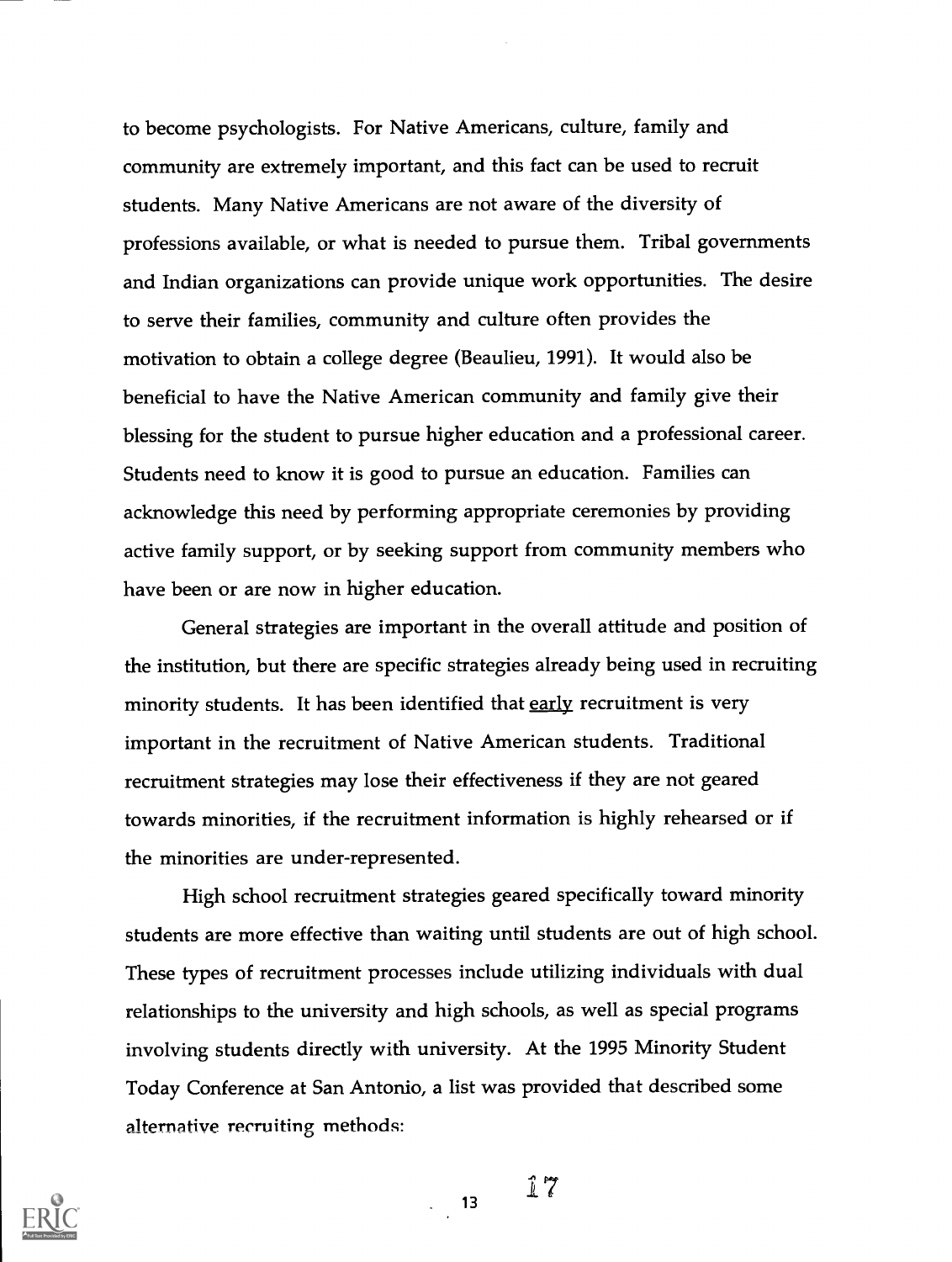to become psychologists. For Native Americans, culture, family and community are extremely important, and this fact can be used to recruit students. Many Native Americans are not aware of the diversity of professions available, or what is needed to pursue them. Tribal governments and Indian organizations can provide unique work opportunities. The desire to serve their families, community and culture often provides the motivation to obtain a college degree (Beaulieu, 1991). It would also be beneficial to have the Native American community and family give their blessing for the student to pursue higher education and a professional career. Students need to know it is good to pursue an education. Families can acknowledge this need by performing appropriate ceremonies by providing active family support, or by seeking support from community members who have been or are now in higher education.

General strategies are important in the overall attitude and position of the institution, but there are specific strategies already being used in recruiting minority students. It has been identified that <u>early</u> recruitment is very important in the recruitment of Native American students. Traditional recruitment strategies may lose their effectiveness if they are not geared towards minorities, if the recruitment information is highly rehearsed or if the minorities are under-represented.

High school recruitment strategies geared specifically toward minority students are more effective than waiting until students are out of high school. These types of recruitment processes include utilizing individuals with dual relationships to the university and high schools, as well as special programs involving students directly with university. At the 1995 Minority Student Today Conference at San Antonio, a list was provided that described some alternative recruiting methods: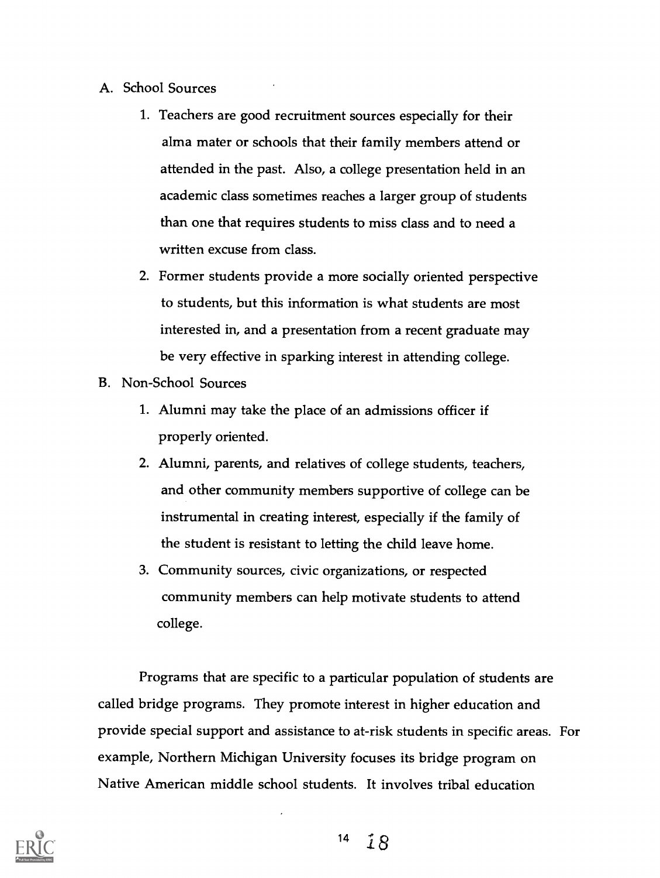A. School Sources

   1. Teachers are good recruitment sources especially for their alma mater or schools that their family members attend or attended in the past. Also, a college presentation held in an academic class sometimes reaches a larger group of students than one that requires students to miss class and to need a written excuse from class.

   2. Former students provide a more socially oriented perspective to students, but this information is what students are most interested in, and a presentation from a recent graduate may be very effective in sparking interest in attending college.

B. Non-School Sources

   1. Alumni may take the place of an admissions officer if properly oriented.

   2. Alumni, parents, and relatives of college students, teachers, and other community members supportive of college can be instrumental in creating interest, especially if the family of the student is resistant to letting the child leave home.

   3. Community sources, civic organizations, or respected community members can help motivate students to attend college.

Programs that are specific to a particular population of students are called bridge programs. They promote interest in higher education and provide special support and assistance to at-risk students in specific areas. For example, Northern Michigan University focuses its bridge program on Native American middle school students. It involves tribal education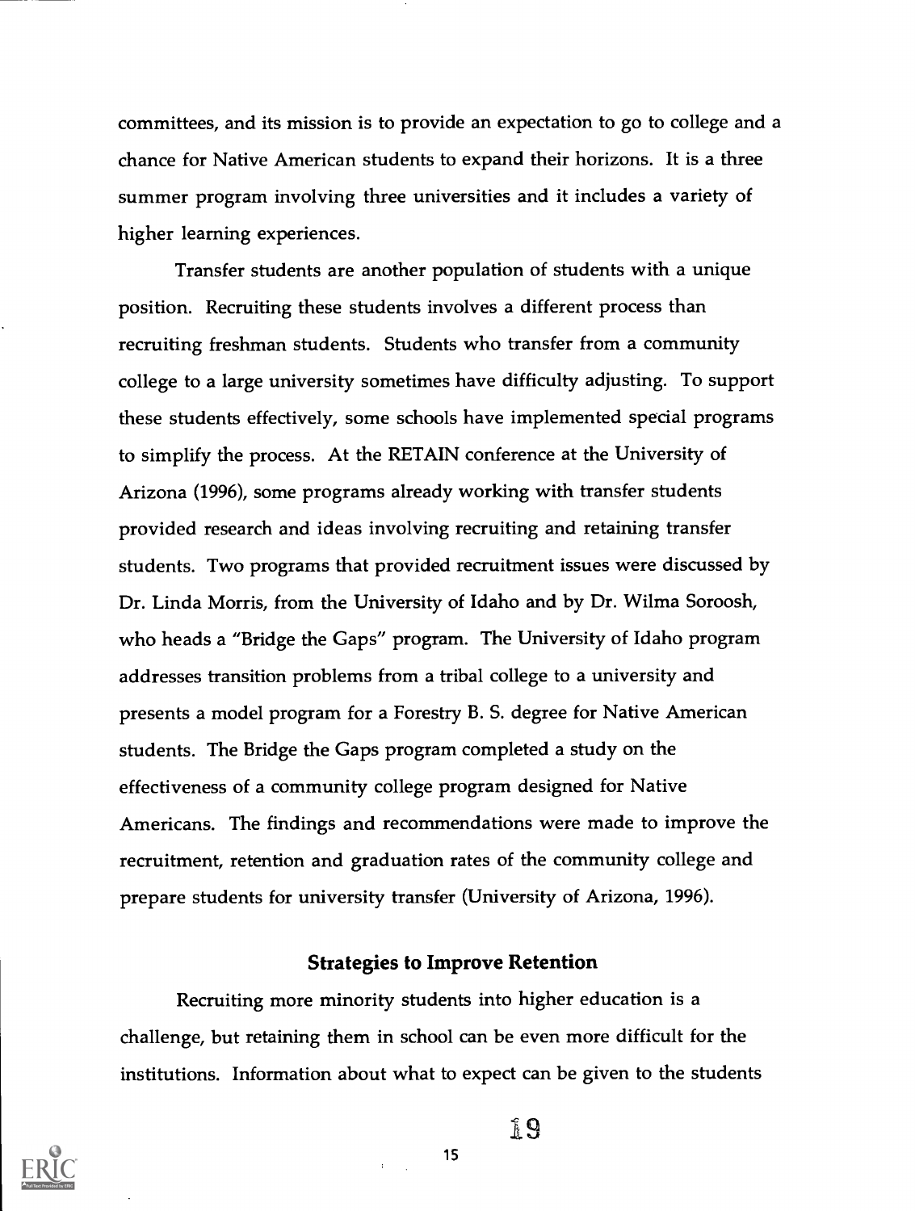committees, and its mission is to provide an expectation to go to college and a chance for Native American students to expand their horizons. It is a three summer program involving three universities and it includes a variety of higher learning experiences.

Transfer students are another population of students with a unique position. Recruiting these students involves a different process than recruiting freshman students. Students who transfer from a community college to a large university sometimes have difficulty adjusting. To support these students effectively, some schools have implemented special programs to simplify the process. At the RETAIN conference at the University of Arizona (1996), some programs already working with transfer students provided research and ideas involving recruiting and retaining transfer students. Two programs that provided recruitment issues were discussed by Dr. Linda Morris, from the University of Idaho and by Dr. Wilma Soroosh, who heads a "Bridge the Gaps" program. The University of Idaho program addresses transition problems from a tribal college to a university and presents a model program for a Forestry B. S. degree for Native American students. The Bridge the Gaps program completed a study on the effectiveness of a community college program designed for Native Americans. The findings and recommendations were made to improve the recruitment, retention and graduation rates of the community college and prepare students for university transfer (University of Arizona, 1996).

## Strategies to Improve Retention

Recruiting more minority students into higher education is a challenge, but retaining them in school can be even more difficult for the institutions. Information about what to expect can be given to the students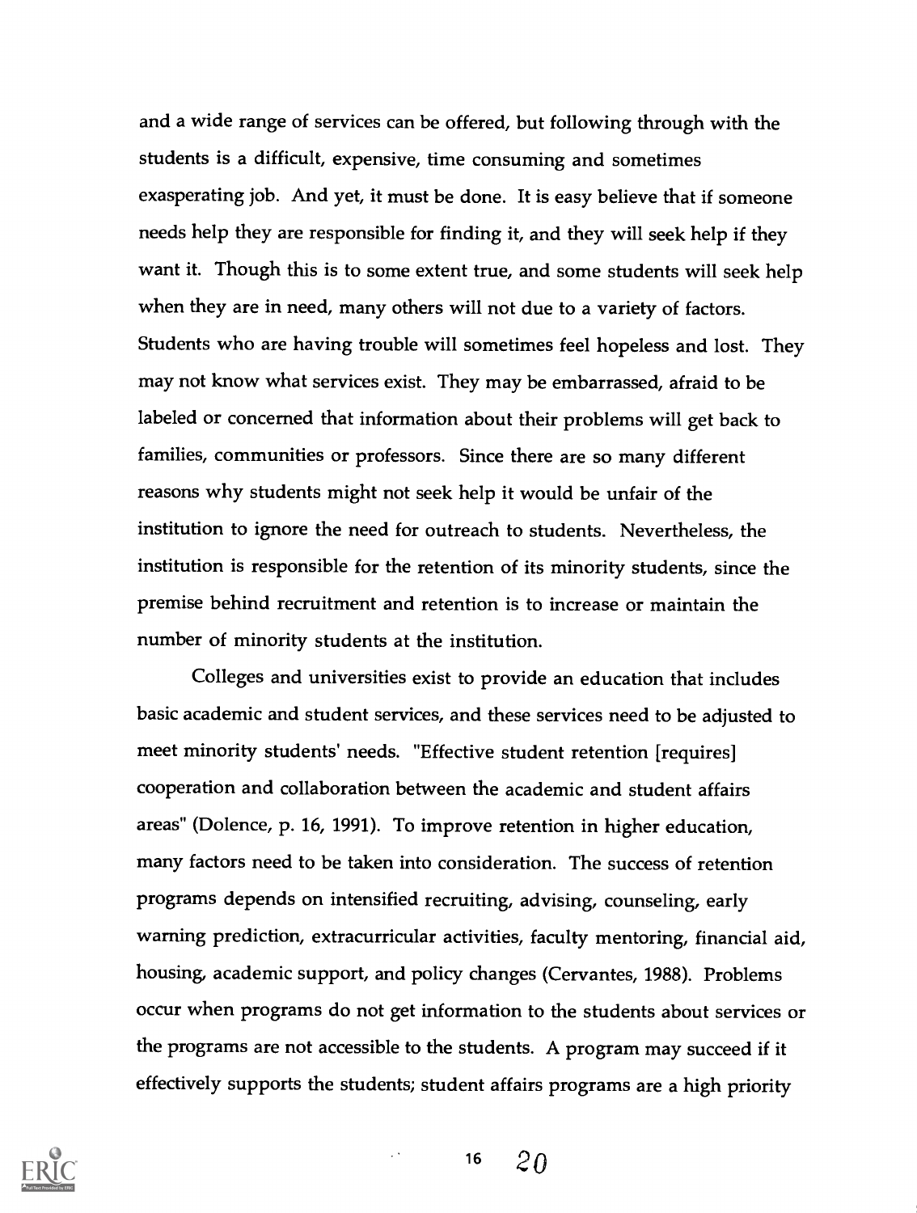and a wide range of services can be offered, but following through with the students is a difficult, expensive, time consuming and sometimes exasperating job. And yet, it must be done. It is easy believe that if someone needs help they are responsible for finding it, and they will seek help if they want it. Though this is to some extent true, and some students will seek help when they are in need, many others will not due to a variety of factors. Students who are having trouble will sometimes feel hopeless and lost. They may not know what services exist. They may be embarrassed, afraid to be labeled or concerned that information about their problems will get back to families, communities or professors. Since there are so many different reasons why students might not seek help it would be unfair of the institution to ignore the need for outreach to students. Nevertheless, the institution is responsible for the retention of its minority students, since the premise behind recruitment and retention is to increase or maintain the number of minority students at the institution.

Colleges and universities exist to provide an education that includes basic academic and student services, and these services need to be adjusted to meet minority students' needs. "Effective student retention [requires] cooperation and collaboration between the academic and student affairs areas" (Dolence, p. 16, 1991). To improve retention in higher education, many factors need to be taken into consideration. The success of retention programs depends on intensified recruiting, advising, counseling, early warning prediction, extracurricular activities, faculty mentoring, financial aid, housing, academic support, and policy changes (Cervantes, 1988). Problems occur when programs do not get information to the students about services or the programs are not accessible to the students. A program may succeed if it effectively supports the students; student affairs programs are a high priority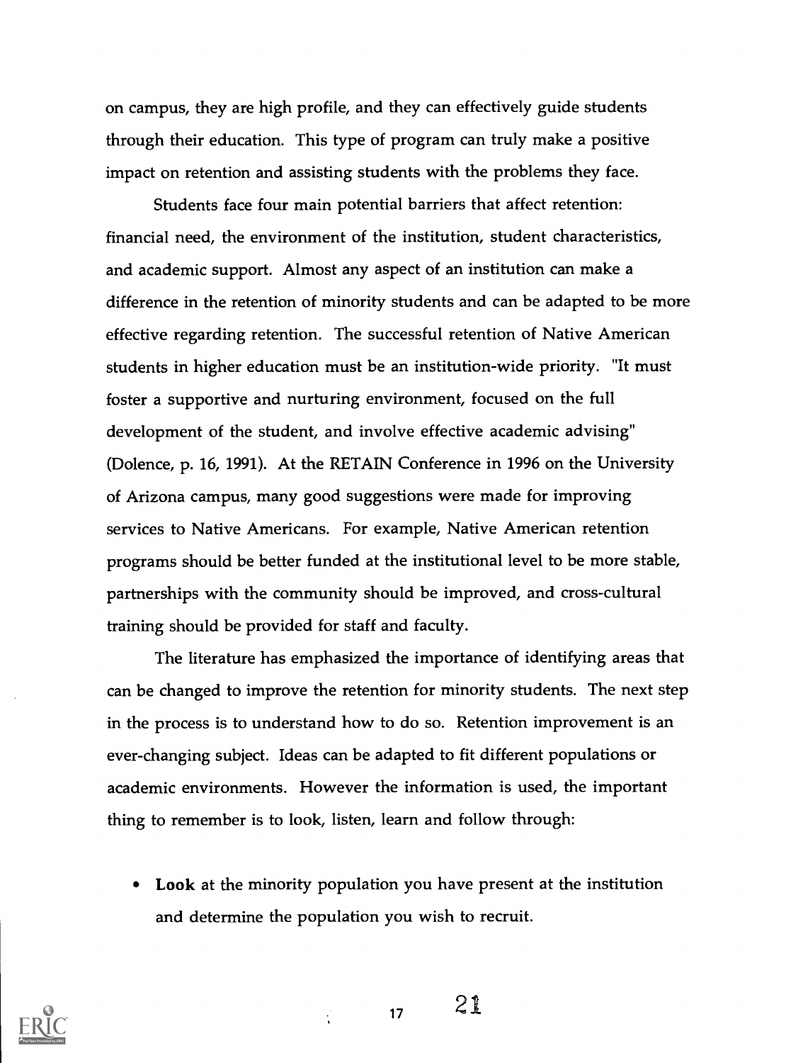on campus, they are high profile, and they can effectively guide students through their education. This type of program can truly make a positive impact on retention and assisting students with the problems they face.

Students face four main potential barriers that affect retention: financial need, the environment of the institution, student characteristics, and academic support. Almost any aspect of an institution can make a difference in the retention of minority students and can be adapted to be more effective regarding retention. The successful retention of Native American students in higher education must be an institution-wide priority. "It must foster a supportive and nurturing environment, focused on the full development of the student, and involve effective academic advising" (Dolence, p. 16, 1991). At the RETAIN Conference in 1996 on the University of Arizona campus, many good suggestions were made for improving services to Native Americans. For example, Native American retention programs should be better funded at the institutional level to be more stable, partnerships with the community should be improved, and cross-cultural training should be provided for staff and faculty.

The literature has emphasized the importance of identifying areas that can be changed to improve the retention for minority students. The next step in the process is to understand how to do so. Retention improvement is an ever-changing subject. Ideas can be adapted to fit different populations or academic environments. However the information is used, the important thing to remember is to look, listen, learn and follow through:

- **Look** at the minority population you have present at the institution and determine the population you wish to recruit.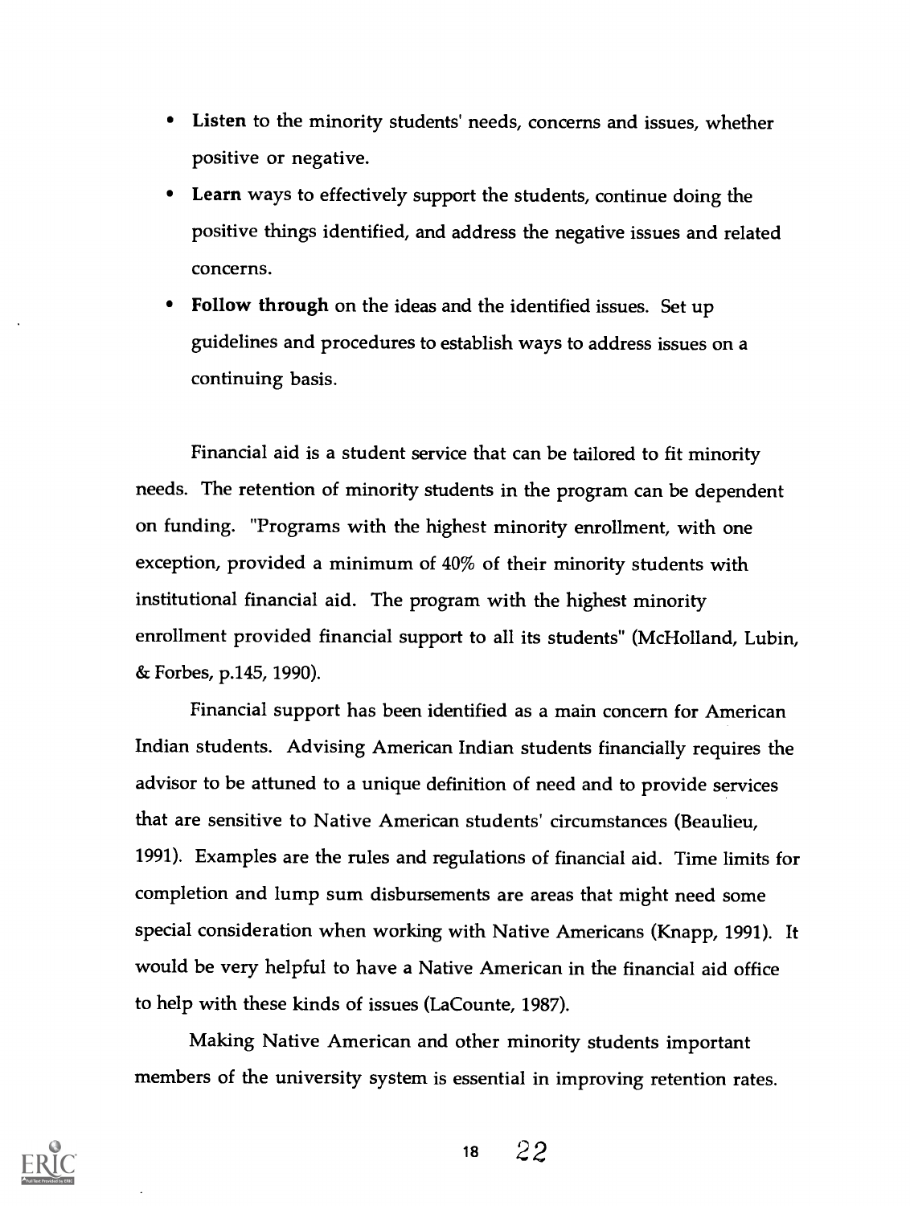- **Listen** to the minority students' needs, concerns and issues, whether positive or negative.
- **Learn** ways to effectively support the students, continue doing the positive things identified, and address the negative issues and related concerns.
- **Follow through** on the ideas and the identified issues. Set up guidelines and procedures to establish ways to address issues on a continuing basis.

Financial aid is a student service that can be tailored to fit minority needs. The retention of minority students in the program can be dependent on funding. "Programs with the highest minority enrollment, with one exception, provided a minimum of 40% of their minority students with institutional financial aid. The program with the highest minority enrollment provided financial support to all its students" (McHolland, Lubin, & Forbes, p.145, 1990).

Financial support has been identified as a main concern for American Indian students. Advising American Indian students financially requires the advisor to be attuned to a unique definition of need and to provide services that are sensitive to Native American students' circumstances (Beaulieu, 1991). Examples are the rules and regulations of financial aid. Time limits for completion and lump sum disbursements are areas that might need some special consideration when working with Native Americans (Knapp, 1991). It would be very helpful to have a Native American in the financial aid office to help with these kinds of issues (LaCounte, 1987).

Making Native American and other minority students important members of the university system is essential in improving retention rates.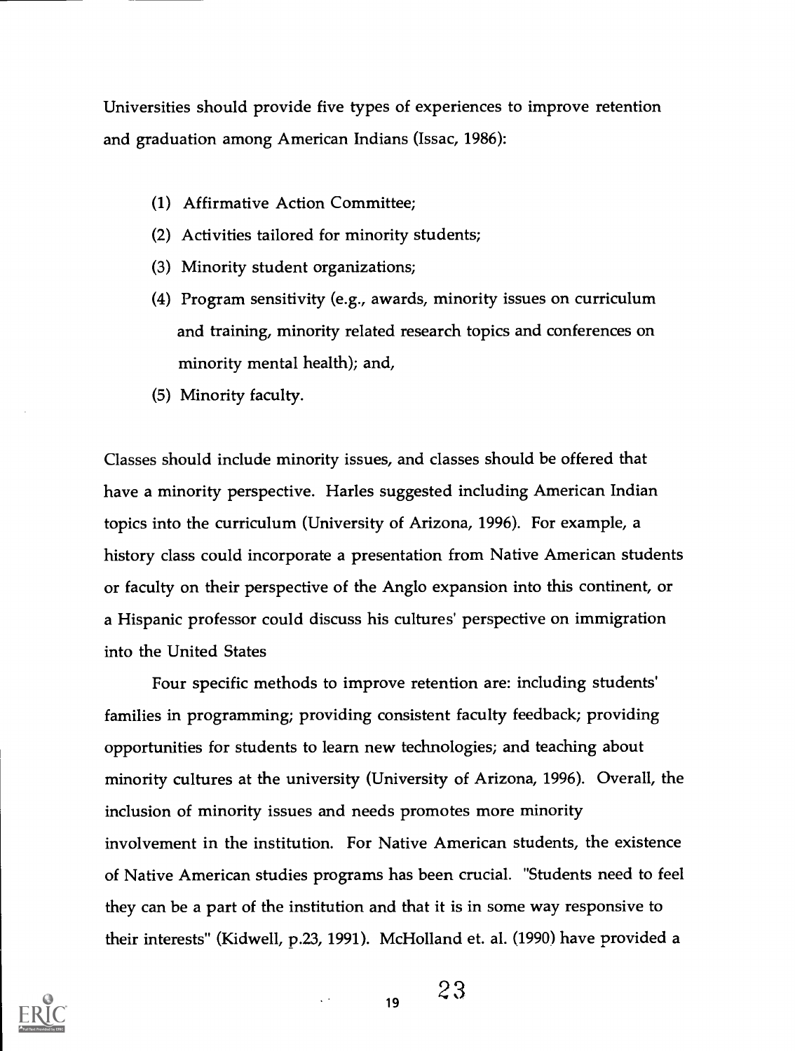Universities should provide five types of experiences to improve retention and graduation among American Indians (Issac, 1986):

(1) Affirmative Action Committee;
(2) Activities tailored for minority students;
(3) Minority student organizations;
(4) Program sensitivity (e.g., awards, minority issues on curriculum and training, minority related research topics and conferences on minority mental health); and,
(5) Minority faculty.

Classes should include minority issues, and classes should be offered that have a minority perspective. Harles suggested including American Indian topics into the curriculum (University of Arizona, 1996). For example, a history class could incorporate a presentation from Native American students or faculty on their perspective of the Anglo expansion into this continent, or a Hispanic professor could discuss his cultures' perspective on immigration into the United States

Four specific methods to improve retention are: including students' families in programming; providing consistent faculty feedback; providing opportunities for students to learn new technologies; and teaching about minority cultures at the university (University of Arizona, 1996). Overall, the inclusion of minority issues and needs promotes more minority involvement in the institution. For Native American students, the existence of Native American studies programs has been crucial. "Students need to feel they can be a part of the institution and that it is in some way responsive to their interests" (Kidwell, p.23, 1991). McHolland et. al. (1990) have provided a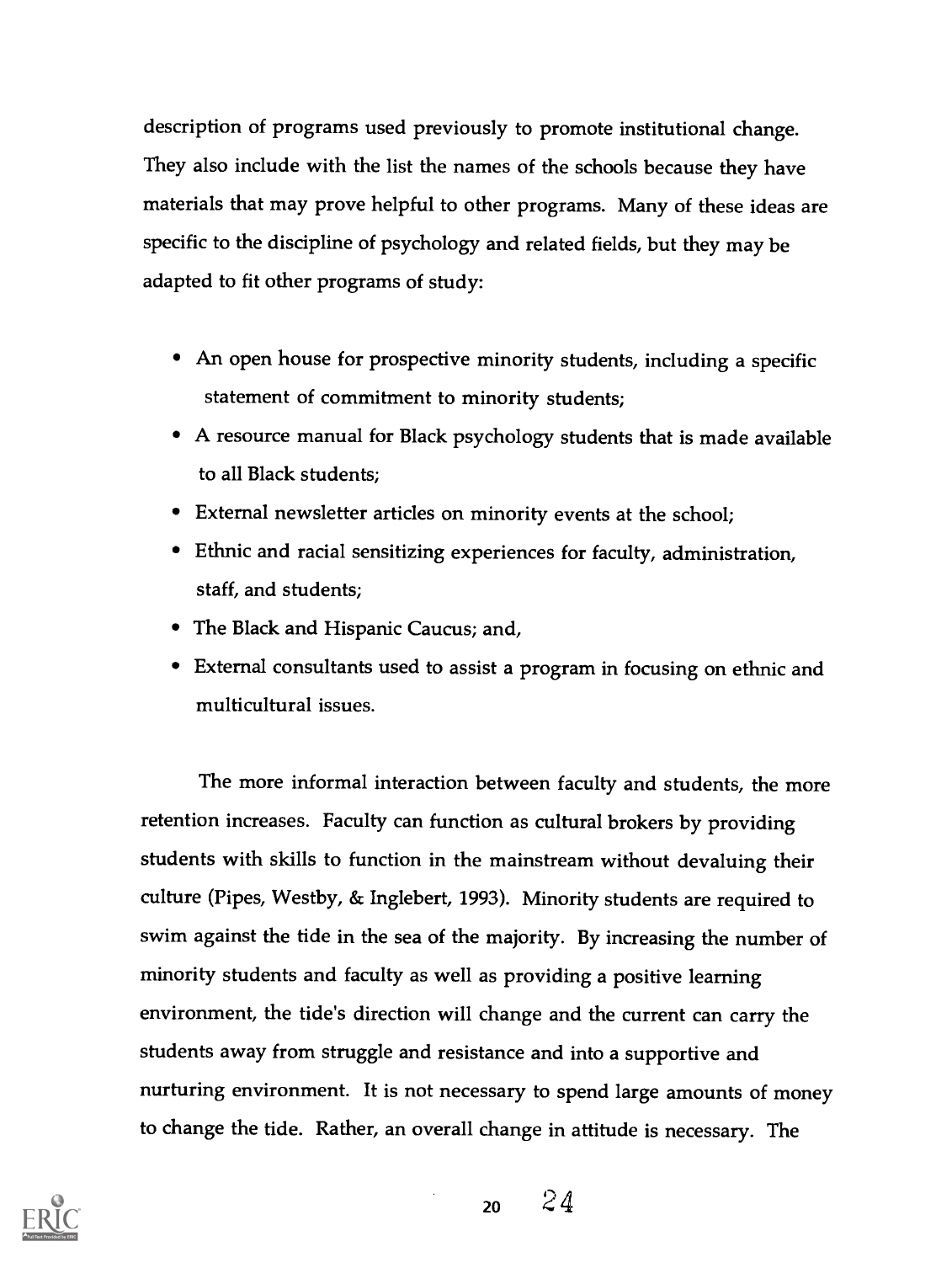description of programs used previously to promote institutional change. They also include with the list the names of the schools because they have materials that may prove helpful to other programs. Many of these ideas are specific to the discipline of psychology and related fields, but they may be adapted to fit other programs of study:

- An open house for prospective minority students, including a specific statement of commitment to minority students;
- A resource manual for Black psychology students that is made available to all Black students;
- External newsletter articles on minority events at the school;
- Ethnic and racial sensitizing experiences for faculty, administration, staff, and students;
- The Black and Hispanic Caucus; and,
- External consultants used to assist a program in focusing on ethnic and multicultural issues.

The more informal interaction between faculty and students, the more retention increases. Faculty can function as cultural brokers by providing students with skills to function in the mainstream without devaluing their culture (Pipes, Westby, & Inglebert, 1993). Minority students are required to swim against the tide in the sea of the majority. By increasing the number of minority students and faculty as well as providing a positive learning environment, the tide's direction will change and the current can carry the students away from struggle and resistance and into a supportive and nurturing environment. It is not necessary to spend large amounts of money to change the tide. Rather, an overall change in attitude is necessary. The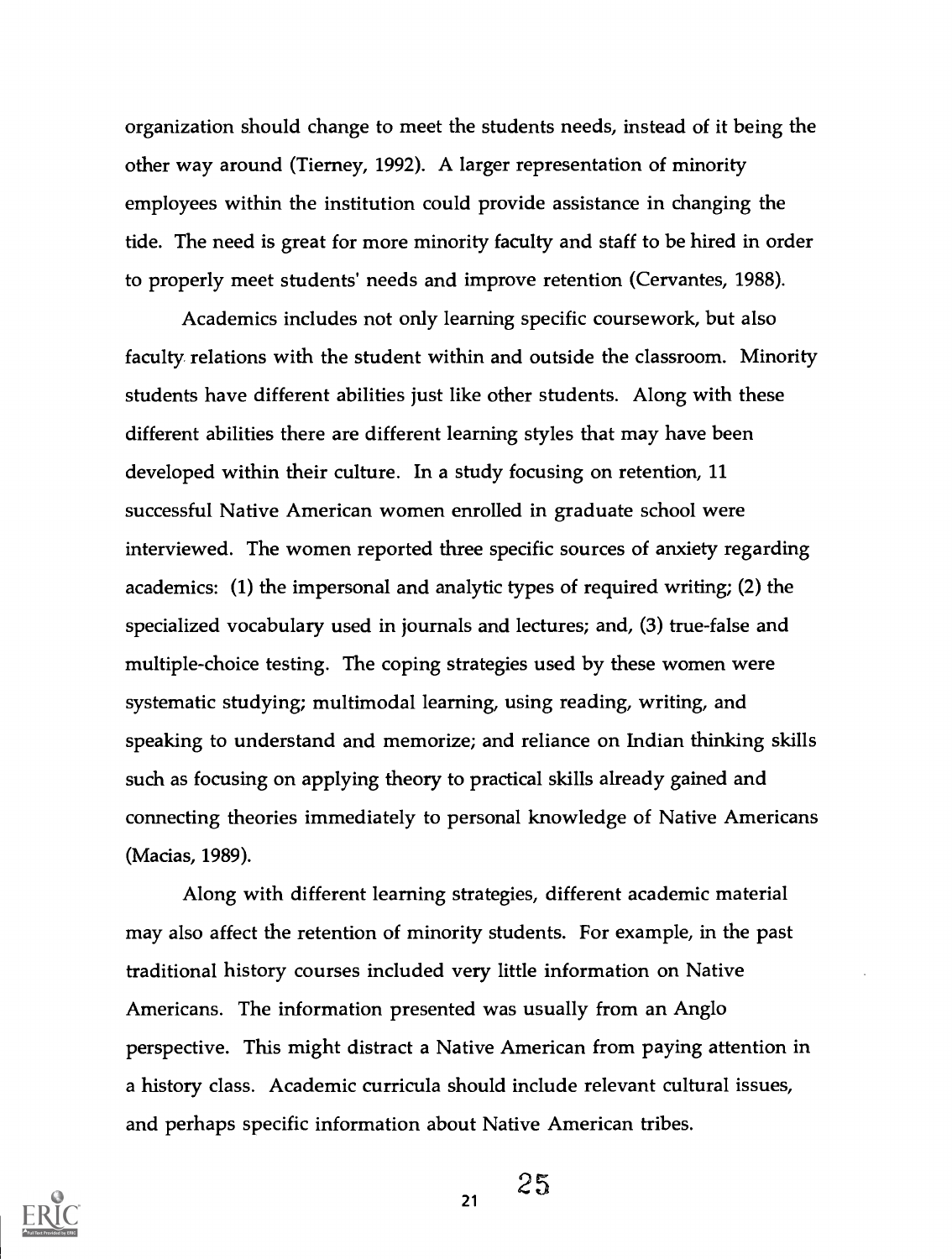organization should change to meet the students needs, instead of it being the other way around (Tierney, 1992). A larger representation of minority employees within the institution could provide assistance in changing the tide. The need is great for more minority faculty and staff to be hired in order to properly meet students' needs and improve retention (Cervantes, 1988).

Academics includes not only learning specific coursework, but also faculty relations with the student within and outside the classroom. Minority students have different abilities just like other students. Along with these different abilities there are different learning styles that may have been developed within their culture. In a study focusing on retention, 11 successful Native American women enrolled in graduate school were interviewed. The women reported three specific sources of anxiety regarding academics: (1) the impersonal and analytic types of required writing; (2) the specialized vocabulary used in journals and lectures; and, (3) true-false and multiple-choice testing. The coping strategies used by these women were systematic studying; multimodal learning, using reading, writing, and speaking to understand and memorize; and reliance on Indian thinking skills such as focusing on applying theory to practical skills already gained and connecting theories immediately to personal knowledge of Native Americans (Macias, 1989).

Along with different learning strategies, different academic material may also affect the retention of minority students. For example, in the past traditional history courses included very little information on Native Americans. The information presented was usually from an Anglo perspective. This might distract a Native American from paying attention in a history class. Academic curricula should include relevant cultural issues, and perhaps specific information about Native American tribes.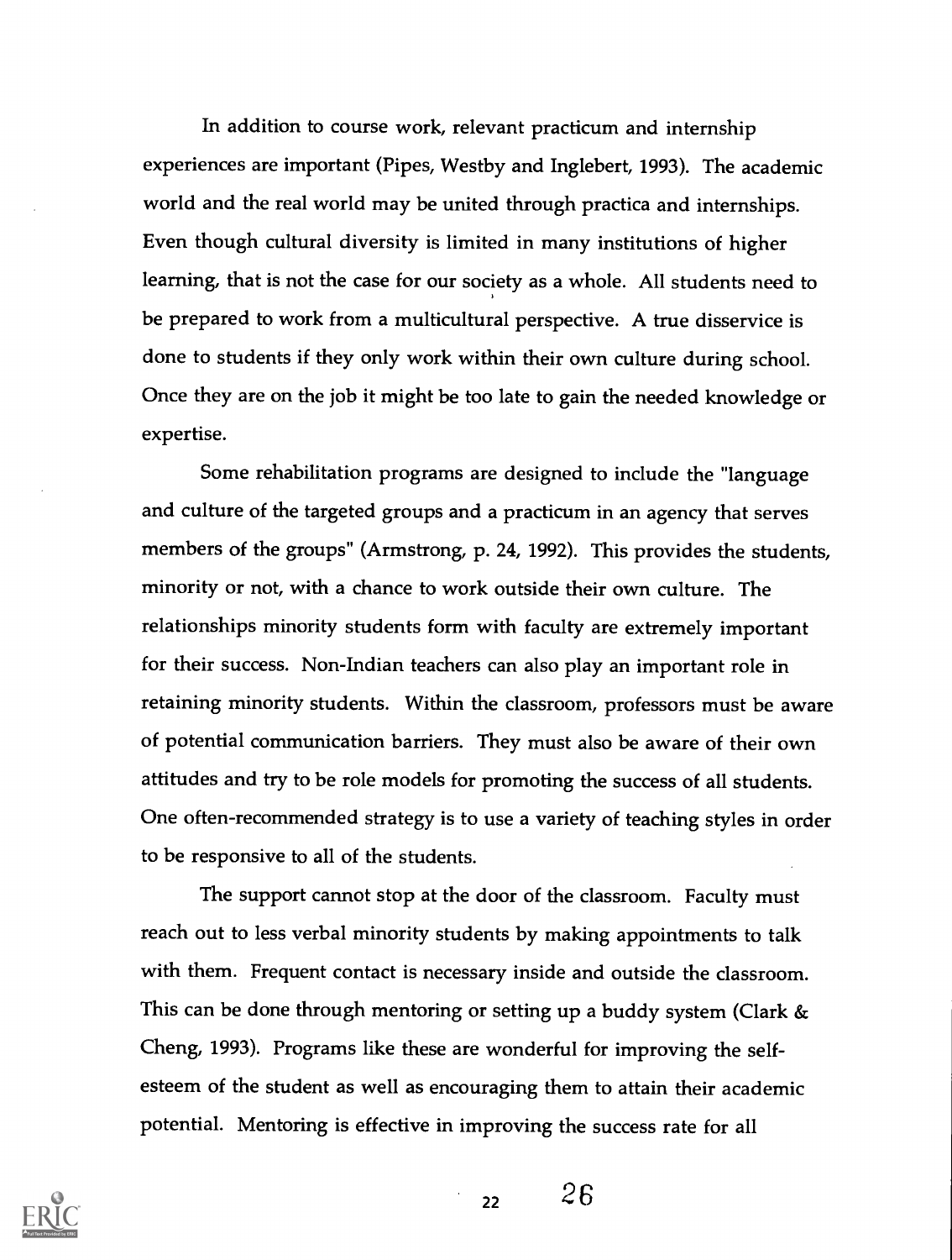In addition to course work, relevant practicum and internship experiences are important (Pipes, Westby and Inglebert, 1993). The academic world and the real world may be united through practica and internships. Even though cultural diversity is limited in many institutions of higher learning, that is not the case for our society as a whole. All students need to be prepared to work from a multicultural perspective. A true disservice is done to students if they only work within their own culture during school. Once they are on the job it might be too late to gain the needed knowledge or expertise.

Some rehabilitation programs are designed to include the "language and culture of the targeted groups and a practicum in an agency that serves members of the groups" (Armstrong, p. 24, 1992). This provides the students, minority or not, with a chance to work outside their own culture. The relationships minority students form with faculty are extremely important for their success. Non-Indian teachers can also play an important role in retaining minority students. Within the classroom, professors must be aware of potential communication barriers. They must also be aware of their own attitudes and try to be role models for promoting the success of all students. One often-recommended strategy is to use a variety of teaching styles in order to be responsive to all of the students.

The support cannot stop at the door of the classroom. Faculty must reach out to less verbal minority students by making appointments to talk with them. Frequent contact is necessary inside and outside the classroom. This can be done through mentoring or setting up a buddy system (Clark & Cheng, 1993). Programs like these are wonderful for improving the self-esteem of the student as well as encouraging them to attain their academic potential. Mentoring is effective in improving the success rate for all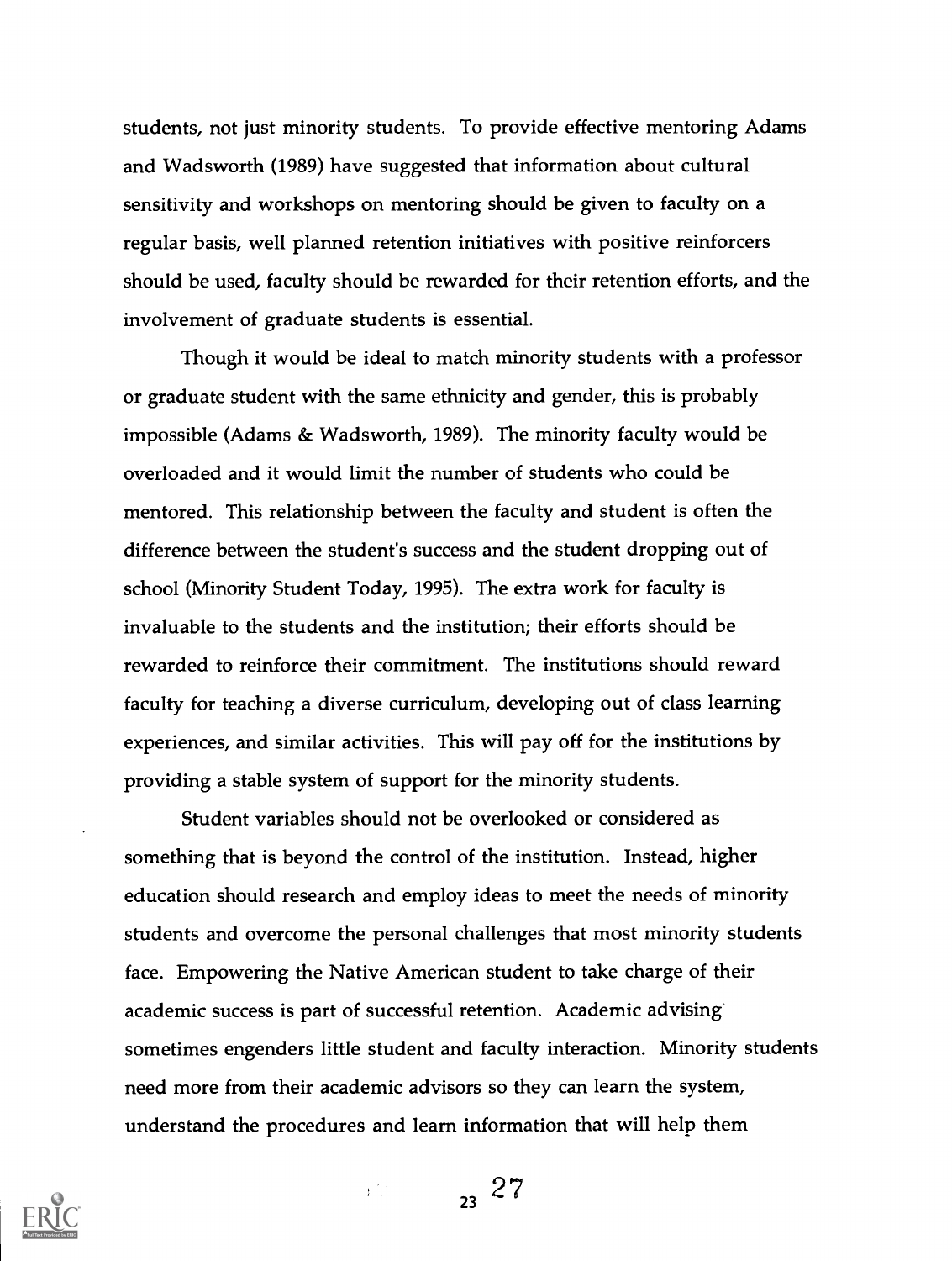students, not just minority students. To provide effective mentoring Adams and Wadsworth (1989) have suggested that information about cultural sensitivity and workshops on mentoring should be given to faculty on a regular basis, well planned retention initiatives with positive reinforcers should be used, faculty should be rewarded for their retention efforts, and the involvement of graduate students is essential.

Though it would be ideal to match minority students with a professor or graduate student with the same ethnicity and gender, this is probably impossible (Adams & Wadsworth, 1989). The minority faculty would be overloaded and it would limit the number of students who could be mentored. This relationship between the faculty and student is often the difference between the student's success and the student dropping out of school (Minority Student Today, 1995). The extra work for faculty is invaluable to the students and the institution; their efforts should be rewarded to reinforce their commitment. The institutions should reward faculty for teaching a diverse curriculum, developing out of class learning experiences, and similar activities. This will pay off for the institutions by providing a stable system of support for the minority students.

Student variables should not be overlooked or considered as something that is beyond the control of the institution. Instead, higher education should research and employ ideas to meet the needs of minority students and overcome the personal challenges that most minority students face. Empowering the Native American student to take charge of their academic success is part of successful retention. Academic advising sometimes engenders little student and faculty interaction. Minority students need more from their academic advisors so they can learn the system, understand the procedures and learn information that will help them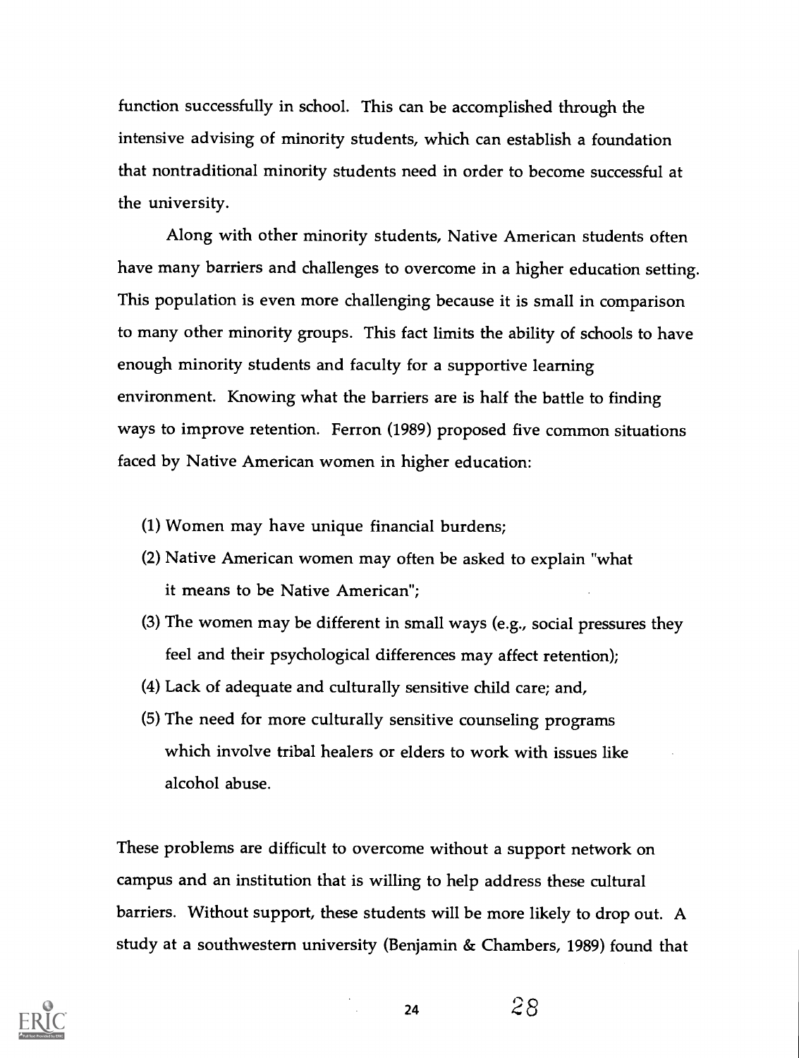function successfully in school. This can be accomplished through the intensive advising of minority students, which can establish a foundation that nontraditional minority students need in order to become successful at the university.

Along with other minority students, Native American students often have many barriers and challenges to overcome in a higher education setting. This population is even more challenging because it is small in comparison to many other minority groups. This fact limits the ability of schools to have enough minority students and faculty for a supportive learning environment. Knowing what the barriers are is half the battle to finding ways to improve retention. Ferron (1989) proposed five common situations faced by Native American women in higher education:

(1) Women may have unique financial burdens;
(2) Native American women may often be asked to explain "what it means to be Native American";
(3) The women may be different in small ways (e.g., social pressures they feel and their psychological differences may affect retention);
(4) Lack of adequate and culturally sensitive child care; and,
(5) The need for more culturally sensitive counseling programs which involve tribal healers or elders to work with issues like alcohol abuse.

These problems are difficult to overcome without a support network on campus and an institution that is willing to help address these cultural barriers. Without support, these students will be more likely to drop out. A study at a southwestern university (Benjamin & Chambers, 1989) found that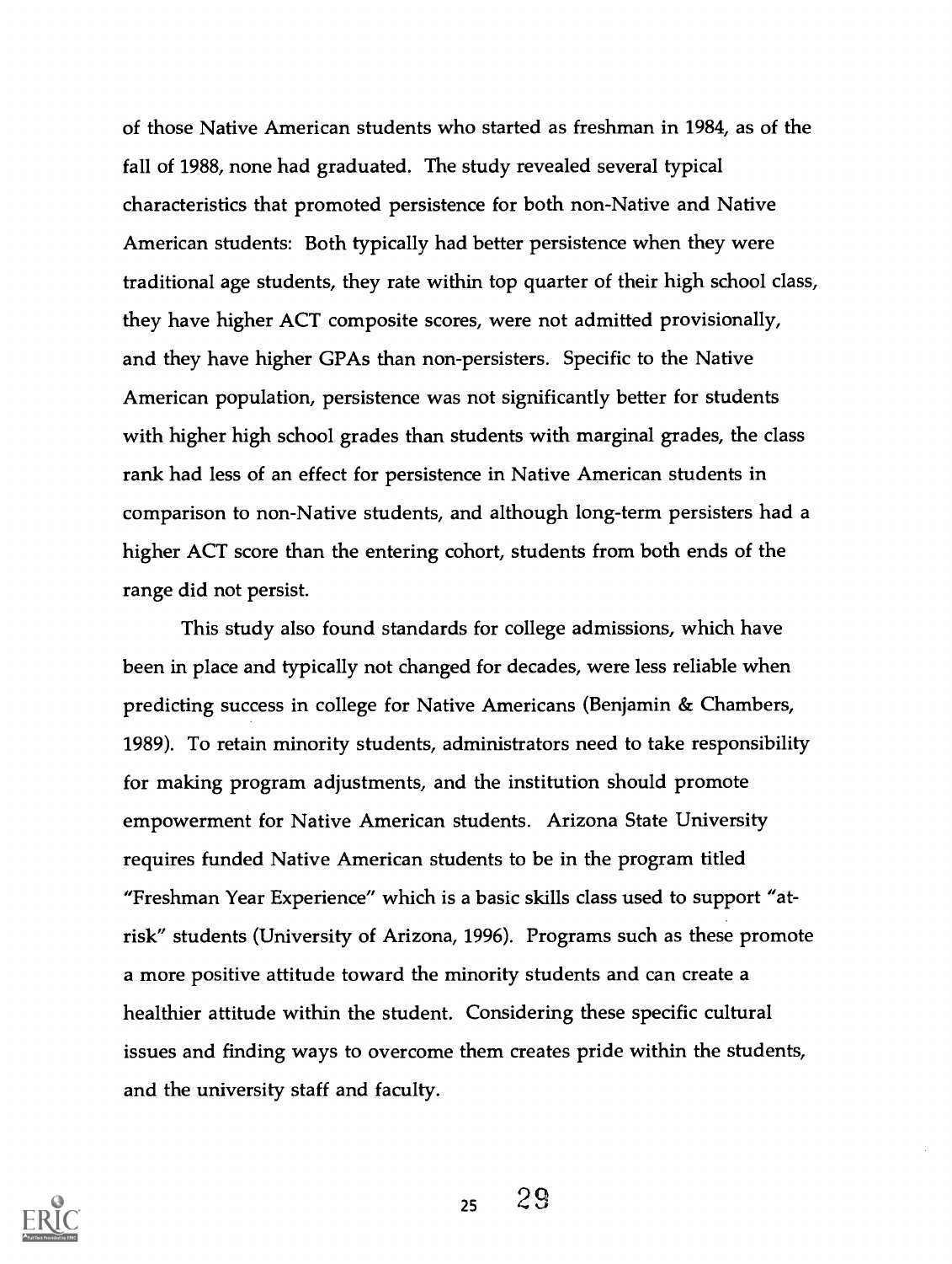of those Native American students who started as freshman in 1984, as of the fall of 1988, none had graduated. The study revealed several typical characteristics that promoted persistence for both non-Native and Native American students: Both typically had better persistence when they were traditional age students, they rate within top quarter of their high school class, they have higher ACT composite scores, were not admitted provisionally, and they have higher GPAs than non-persisters. Specific to the Native American population, persistence was not significantly better for students with higher high school grades than students with marginal grades, the class rank had less of an effect for persistence in Native American students in comparison to non-Native students, and although long-term persisters had a higher ACT score than the entering cohort, students from both ends of the range did not persist.

This study also found standards for college admissions, which have been in place and typically not changed for decades, were less reliable when predicting success in college for Native Americans (Benjamin & Chambers, 1989). To retain minority students, administrators need to take responsibility for making program adjustments, and the institution should promote empowerment for Native American students. Arizona State University requires funded Native American students to be in the program titled "Freshman Year Experience" which is a basic skills class used to support "at-risk" students (University of Arizona, 1996). Programs such as these promote a more positive attitude toward the minority students and can create a healthier attitude within the student. Considering these specific cultural issues and finding ways to overcome them creates pride within the students, and the university staff and faculty.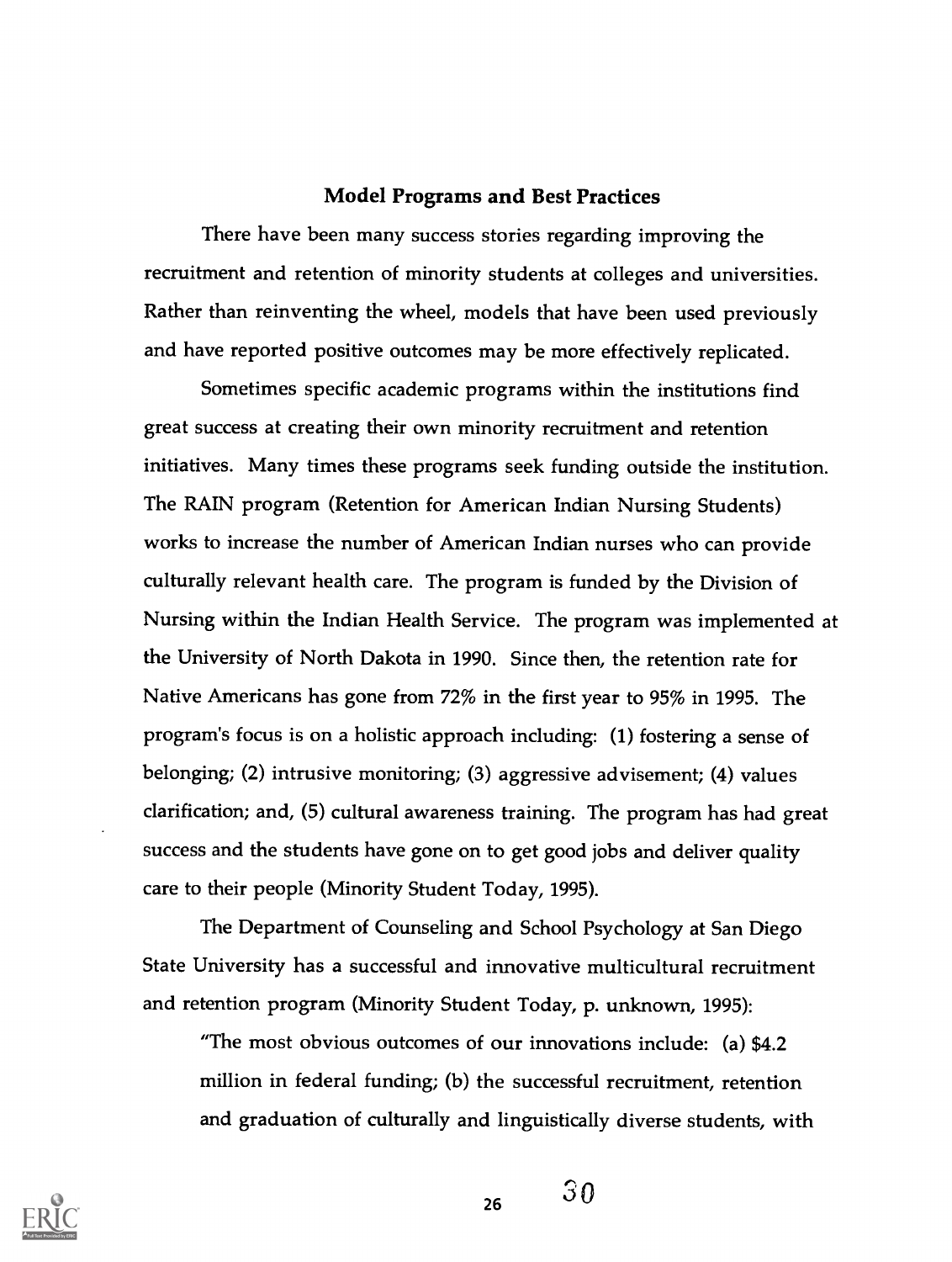## Model Programs and Best Practices

There have been many success stories regarding improving the recruitment and retention of minority students at colleges and universities. Rather than reinventing the wheel, models that have been used previously and have reported positive outcomes may be more effectively replicated.

Sometimes specific academic programs within the institutions find great success at creating their own minority recruitment and retention initiatives. Many times these programs seek funding outside the institution. The RAIN program (Retention for American Indian Nursing Students) works to increase the number of American Indian nurses who can provide culturally relevant health care. The program is funded by the Division of Nursing within the Indian Health Service. The program was implemented at the University of North Dakota in 1990. Since then, the retention rate for Native Americans has gone from 72% in the first year to 95% in 1995. The program's focus is on a holistic approach including: (1) fostering a sense of belonging; (2) intrusive monitoring; (3) aggressive advisement; (4) values clarification; and, (5) cultural awareness training. The program has had great success and the students have gone on to get good jobs and deliver quality care to their people (Minority Student Today, 1995).

The Department of Counseling and School Psychology at San Diego State University has a successful and innovative multicultural recruitment and retention program (Minority Student Today, p. unknown, 1995):

> "The most obvious outcomes of our innovations include: (a) $4.2 million in federal funding; (b) the successful recruitment, retention and graduation of culturally and linguistically diverse students, with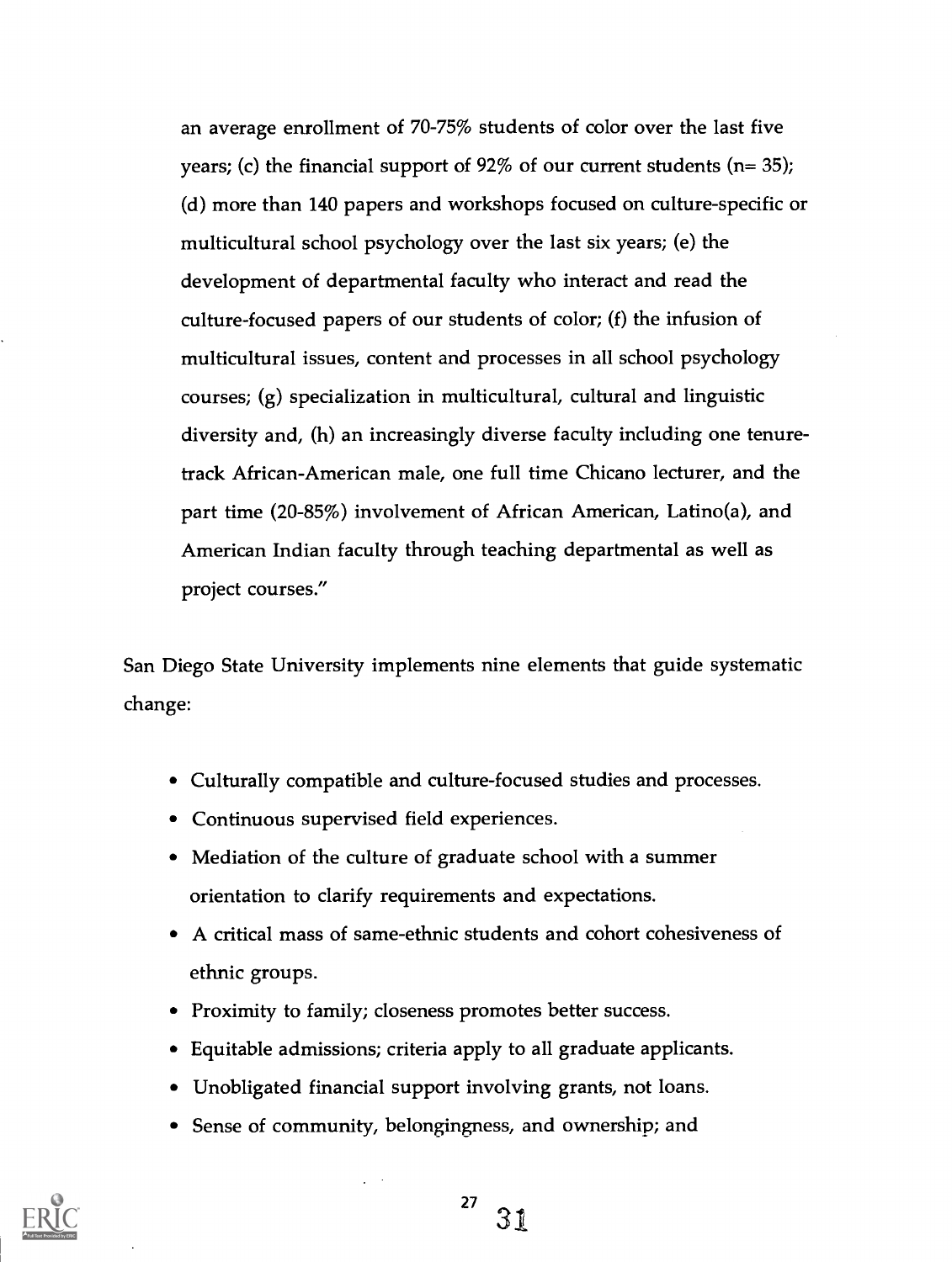an average enrollment of 70-75% students of color over the last five years; (c) the financial support of 92% of our current students (n= 35); (d) more than 140 papers and workshops focused on culture-specific or multicultural school psychology over the last six years; (e) the development of departmental faculty who interact and read the culture-focused papers of our students of color; (f) the infusion of multicultural issues, content and processes in all school psychology courses; (g) specialization in multicultural, cultural and linguistic diversity and, (h) an increasingly diverse faculty including one tenure-track African-American male, one full time Chicano lecturer, and the part time (20-85%) involvement of African American, Latino(a), and American Indian faculty through teaching departmental as well as project courses."

San Diego State University implements nine elements that guide systematic change:

- Culturally compatible and culture-focused studies and processes.
- Continuous supervised field experiences.
- Mediation of the culture of graduate school with a summer orientation to clarify requirements and expectations.
- A critical mass of same-ethnic students and cohort cohesiveness of ethnic groups.
- Proximity to family; closeness promotes better success.
- Equitable admissions; criteria apply to all graduate applicants.
- Unobligated financial support involving grants, not loans.
- Sense of community, belongingness, and ownership; and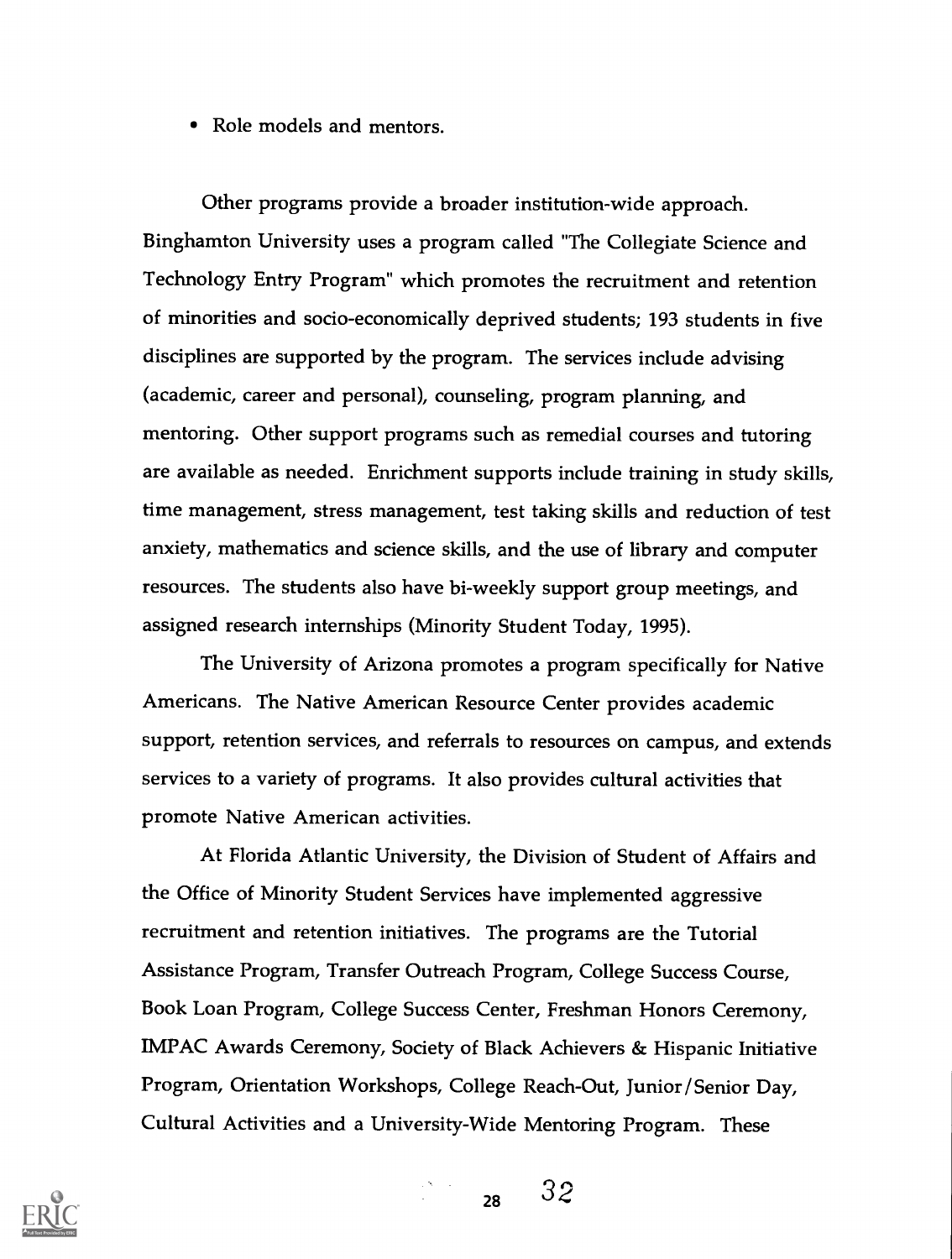- Role models and mentors.

Other programs provide a broader institution-wide approach. Binghamton University uses a program called "The Collegiate Science and Technology Entry Program" which promotes the recruitment and retention of minorities and socio-economically deprived students; 193 students in five disciplines are supported by the program. The services include advising (academic, career and personal), counseling, program planning, and mentoring. Other support programs such as remedial courses and tutoring are available as needed. Enrichment supports include training in study skills, time management, stress management, test taking skills and reduction of test anxiety, mathematics and science skills, and the use of library and computer resources. The students also have bi-weekly support group meetings, and assigned research internships (Minority Student Today, 1995).

The University of Arizona promotes a program specifically for Native Americans. The Native American Resource Center provides academic support, retention services, and referrals to resources on campus, and extends services to a variety of programs. It also provides cultural activities that promote Native American activities.

At Florida Atlantic University, the Division of Student of Affairs and the Office of Minority Student Services have implemented aggressive recruitment and retention initiatives. The programs are the Tutorial Assistance Program, Transfer Outreach Program, College Success Course, Book Loan Program, College Success Center, Freshman Honors Ceremony, IMPAC Awards Ceremony, Society of Black Achievers & Hispanic Initiative Program, Orientation Workshops, College Reach-Out, Junior/Senior Day, Cultural Activities and a University-Wide Mentoring Program. These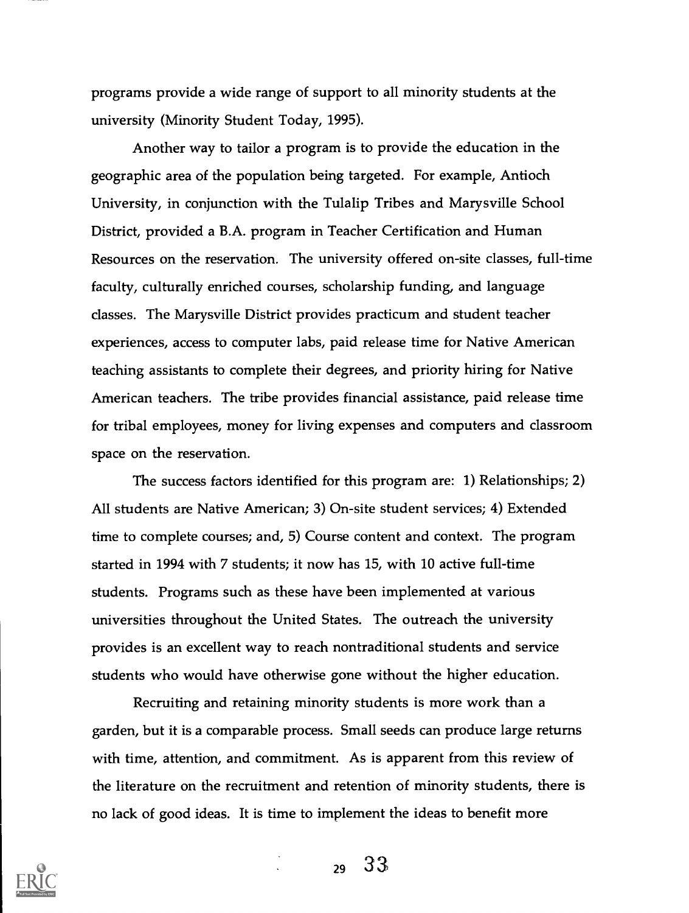programs provide a wide range of support to all minority students at the university (Minority Student Today, 1995).

Another way to tailor a program is to provide the education in the geographic area of the population being targeted. For example, Antioch University, in conjunction with the Tulalip Tribes and Marysville School District, provided a B.A. program in Teacher Certification and Human Resources on the reservation. The university offered on-site classes, full-time faculty, culturally enriched courses, scholarship funding, and language classes. The Marysville District provides practicum and student teacher experiences, access to computer labs, paid release time for Native American teaching assistants to complete their degrees, and priority hiring for Native American teachers. The tribe provides financial assistance, paid release time for tribal employees, money for living expenses and computers and classroom space on the reservation.

The success factors identified for this program are: 1) Relationships; 2) All students are Native American; 3) On-site student services; 4) Extended time to complete courses; and, 5) Course content and context. The program started in 1994 with 7 students; it now has 15, with 10 active full-time students. Programs such as these have been implemented at various universities throughout the United States. The outreach the university provides is an excellent way to reach nontraditional students and service students who would have otherwise gone without the higher education.

Recruiting and retaining minority students is more work than a garden, but it is a comparable process. Small seeds can produce large returns with time, attention, and commitment. As is apparent from this review of the literature on the recruitment and retention of minority students, there is no lack of good ideas. It is time to implement the ideas to benefit more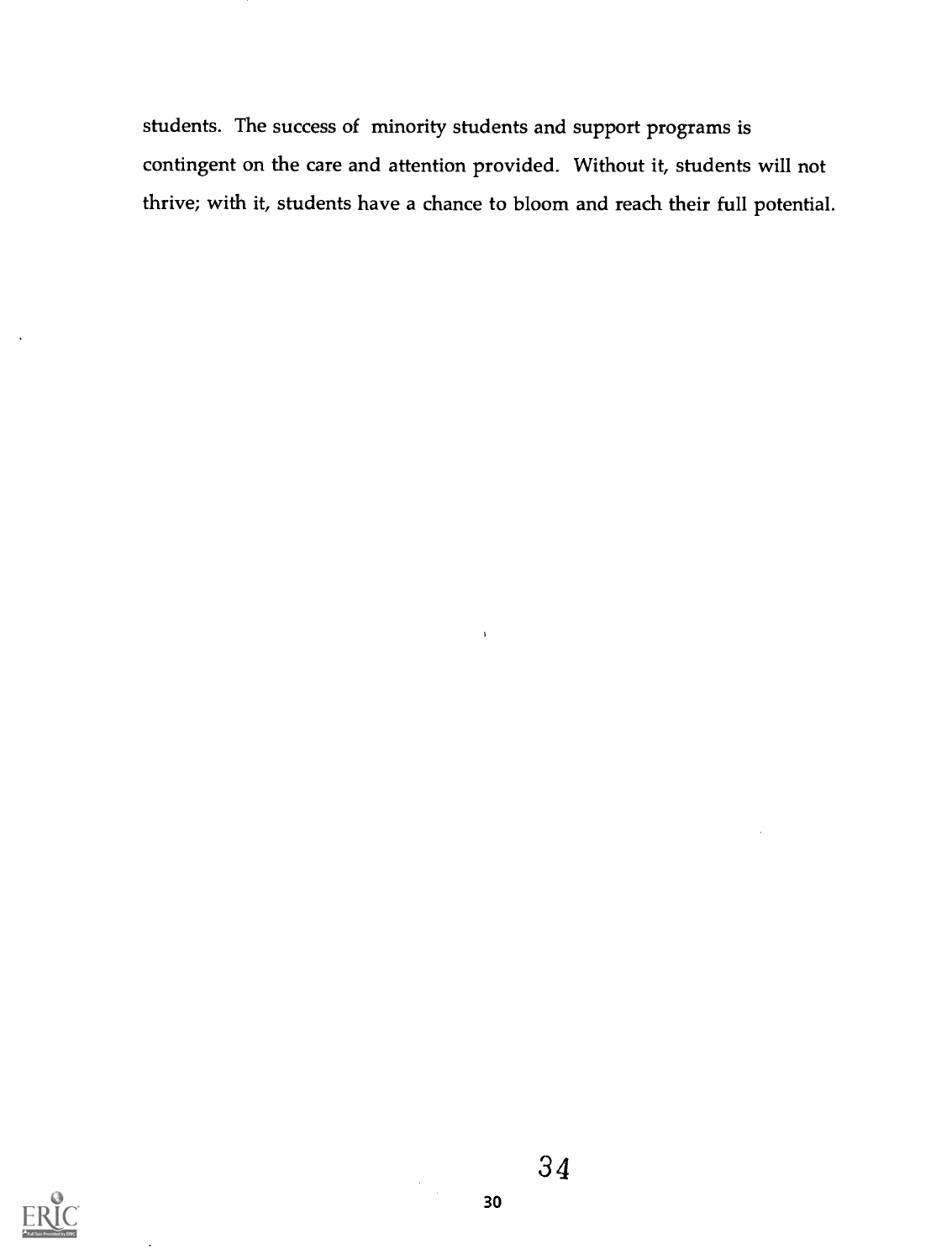students. The success of minority students and support programs is contingent on the care and attention provided. Without it, students will not thrive; with it, students have a chance to bloom and reach their full potential.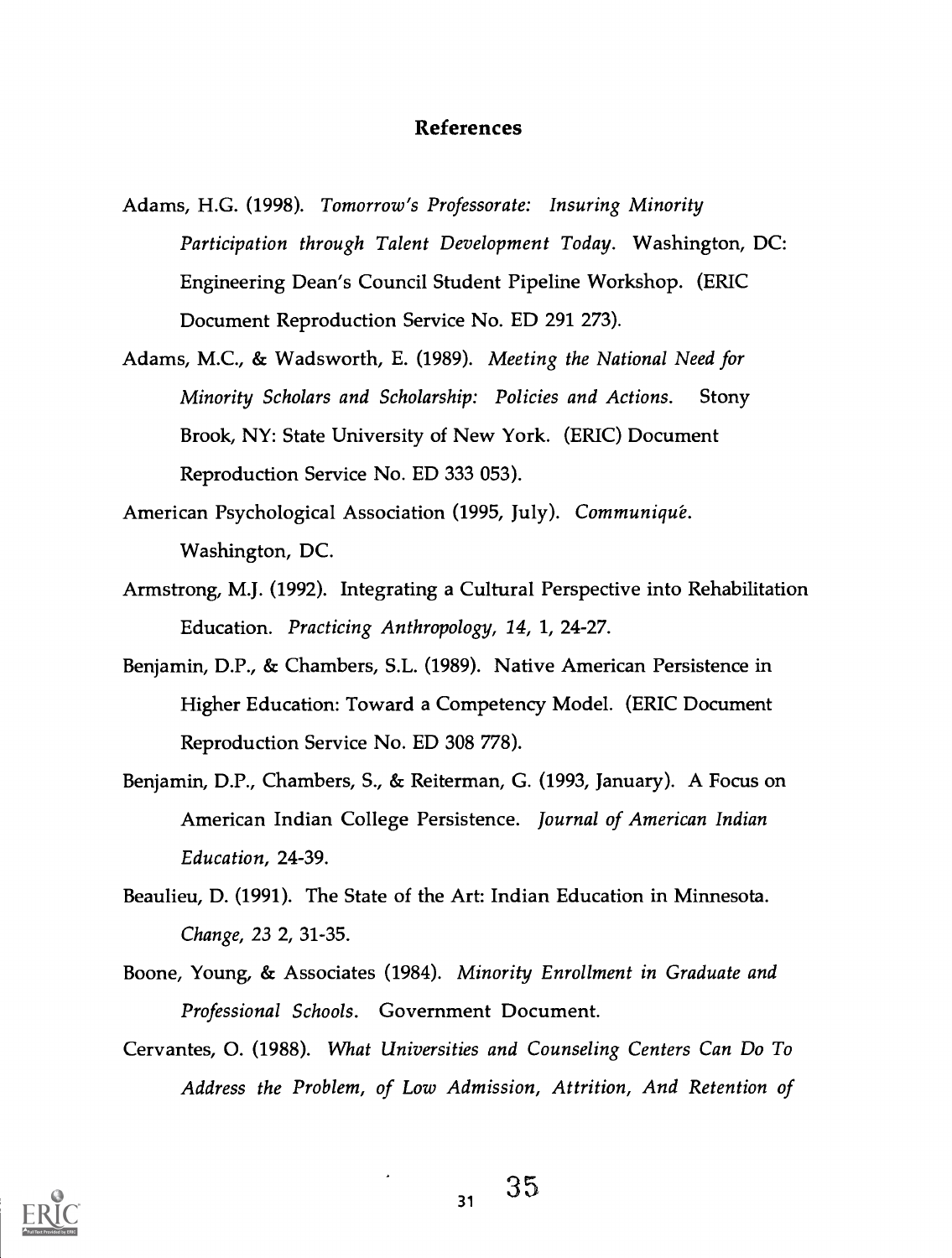## References

Adams, H.G. (1998). *Tomorrow's Professorate: Insuring Minority Participation through Talent Development Today*. Washington, DC: Engineering Dean's Council Student Pipeline Workshop. (ERIC Document Reproduction Service No. ED 291 273).

Adams, M.C., & Wadsworth, E. (1989). *Meeting the National Need for Minority Scholars and Scholarship: Policies and Actions*. Stony Brook, NY: State University of New York. (ERIC) Document Reproduction Service No. ED 333 053).

American Psychological Association (1995, July). *Communiqué*. Washington, DC.

Armstrong, M.J. (1992). Integrating a Cultural Perspective into Rehabilitation Education. *Practicing Anthropology, 14*, 1, 24-27.

Benjamin, D.P., & Chambers, S.L. (1989). Native American Persistence in Higher Education: Toward a Competency Model. (ERIC Document Reproduction Service No. ED 308 778).

Benjamin, D.P., Chambers, S., & Reiterman, G. (1993, January). A Focus on American Indian College Persistence. *Journal of American Indian Education*, 24-39.

Beaulieu, D. (1991). The State of the Art: Indian Education in Minnesota. *Change, 23* 2, 31-35.

Boone, Young, & Associates (1984). *Minority Enrollment in Graduate and Professional Schools*. Government Document.

Cervantes, O. (1988). *What Universities and Counseling Centers Can Do To Address the Problem, of Low Admission, Attrition, And Retention of*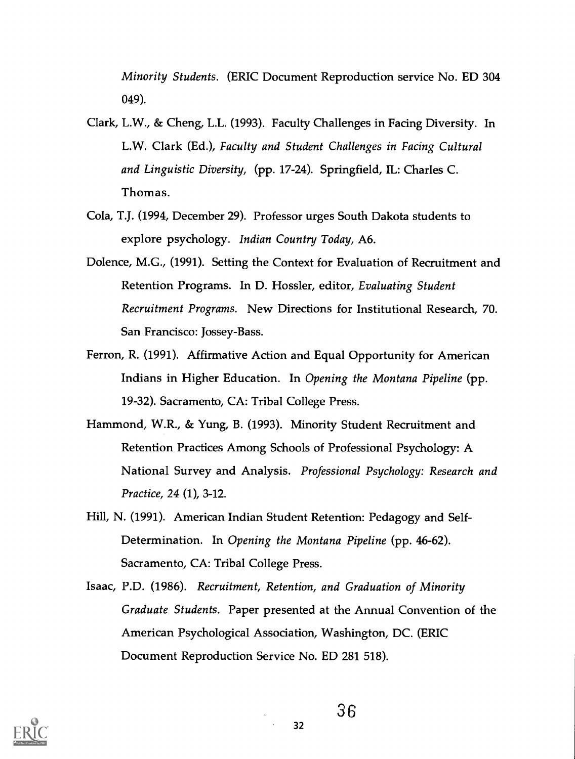*Minority Students*. (ERIC Document Reproduction service No. ED 304 049).

Clark, L.W., & Cheng, L.L. (1993). Faculty Challenges in Facing Diversity. In L.W. Clark (Ed.), *Faculty and Student Challenges in Facing Cultural and Linguistic Diversity*, (pp. 17-24). Springfield, IL: Charles C. Thomas.

Cola, T.J. (1994, December 29). Professor urges South Dakota students to explore psychology. *Indian Country Today*, A6.

Dolence, M.G., (1991). Setting the Context for Evaluation of Recruitment and Retention Programs. In D. Hossler, editor, *Evaluating Student Recruitment Programs*. New Directions for Institutional Research, 70. San Francisco: Jossey-Bass.

Ferron, R. (1991). Affirmative Action and Equal Opportunity for American Indians in Higher Education. In *Opening the Montana Pipeline* (pp. 19-32). Sacramento, CA: Tribal College Press.

Hammond, W.R., & Yung, B. (1993). Minority Student Recruitment and Retention Practices Among Schools of Professional Psychology: A National Survey and Analysis. *Professional Psychology: Research and Practice, 24* (1), 3-12.

Hill, N. (1991). American Indian Student Retention: Pedagogy and Self-Determination. In *Opening the Montana Pipeline* (pp. 46-62). Sacramento, CA: Tribal College Press.

Isaac, P.D. (1986). *Recruitment, Retention, and Graduation of Minority Graduate Students*. Paper presented at the Annual Convention of the American Psychological Association, Washington, DC. (ERIC Document Reproduction Service No. ED 281 518).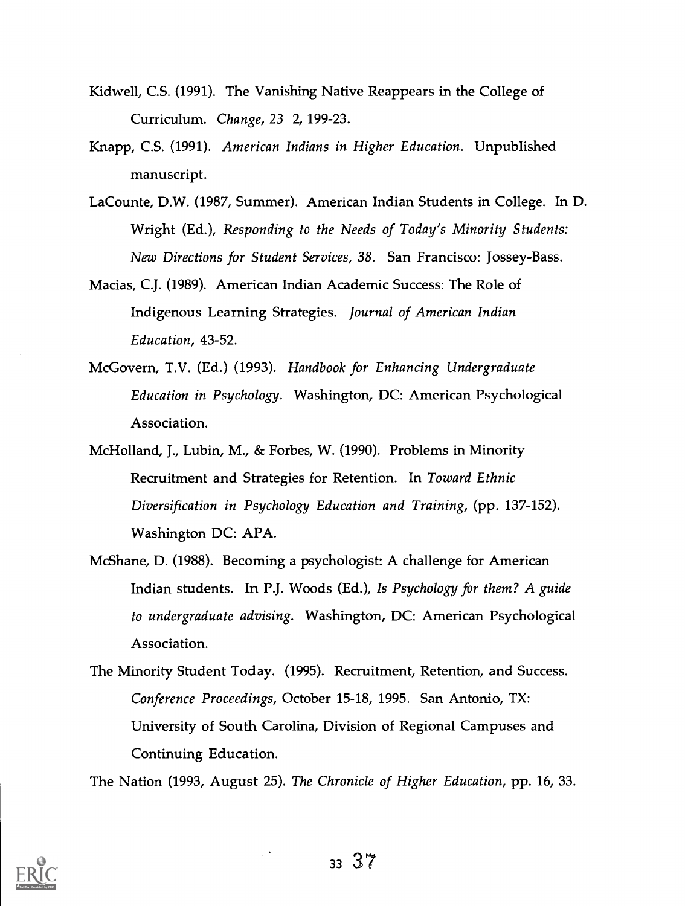Kidwell, C.S. (1991). The Vanishing Native Reappears in the College of Curriculum. *Change, 23* 2, 199-23.

Knapp, C.S. (1991). *American Indians in Higher Education.* Unpublished manuscript.

LaCounte, D.W. (1987, Summer). American Indian Students in College. In D. Wright (Ed.), *Responding to the Needs of Today's Minority Students: New Directions for Student Services, 38.* San Francisco: Jossey-Bass.

Macias, C.J. (1989). American Indian Academic Success: The Role of Indigenous Learning Strategies. *Journal of American Indian Education,* 43-52.

McGovern, T.V. (Ed.) (1993). *Handbook for Enhancing Undergraduate Education in Psychology.* Washington, DC: American Psychological Association.

McHolland, J., Lubin, M., & Forbes, W. (1990). Problems in Minority Recruitment and Strategies for Retention. In *Toward Ethnic Diversification in Psychology Education and Training,* (pp. 137-152). Washington DC: APA.

McShane, D. (1988). Becoming a psychologist: A challenge for American Indian students. In P.J. Woods (Ed.), *Is Psychology for them? A guide to undergraduate advising.* Washington, DC: American Psychological Association.

The Minority Student Today. (1995). Recruitment, Retention, and Success. *Conference Proceedings,* October 15-18, 1995. San Antonio, TX: University of South Carolina, Division of Regional Campuses and Continuing Education.

The Nation (1993, August 25). *The Chronicle of Higher Education,* pp. 16, 33.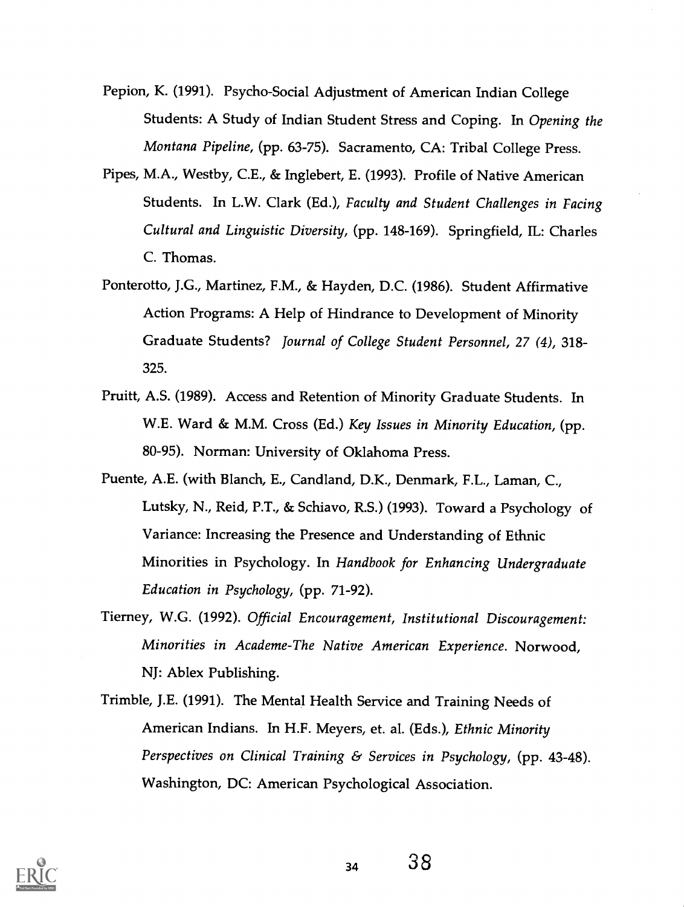Pepion, K. (1991). Psycho-Social Adjustment of American Indian College Students: A Study of Indian Student Stress and Coping. In *Opening the Montana Pipeline*, (pp. 63-75). Sacramento, CA: Tribal College Press.

Pipes, M.A., Westby, C.E., & Inglebert, E. (1993). Profile of Native American Students. In L.W. Clark (Ed.), *Faculty and Student Challenges in Facing Cultural and Linguistic Diversity*, (pp. 148-169). Springfield, IL: Charles C. Thomas.

Ponterotto, J.G., Martinez, F.M., & Hayden, D.C. (1986). Student Affirmative Action Programs: A Help of Hindrance to Development of Minority Graduate Students? *Journal of College Student Personnel, 27 (4)*, 318-325.

Pruitt, A.S. (1989). Access and Retention of Minority Graduate Students. In W.E. Ward & M.M. Cross (Ed.) *Key Issues in Minority Education*, (pp. 80-95). Norman: University of Oklahoma Press.

Puente, A.E. (with Blanch, E., Candland, D.K., Denmark, F.L., Laman, C., Lutsky, N., Reid, P.T., & Schiavo, R.S.) (1993). Toward a Psychology of Variance: Increasing the Presence and Understanding of Ethnic Minorities in Psychology. In *Handbook for Enhancing Undergraduate Education in Psychology*, (pp. 71-92).

Tierney, W.G. (1992). *Official Encouragement, Institutional Discouragement: Minorities in Academe-The Native American Experience*. Norwood, NJ: Ablex Publishing.

Trimble, J.E. (1991). The Mental Health Service and Training Needs of American Indians. In H.F. Meyers, et. al. (Eds.), *Ethnic Minority Perspectives on Clinical Training & Services in Psychology*, (pp. 43-48). Washington, DC: American Psychological Association.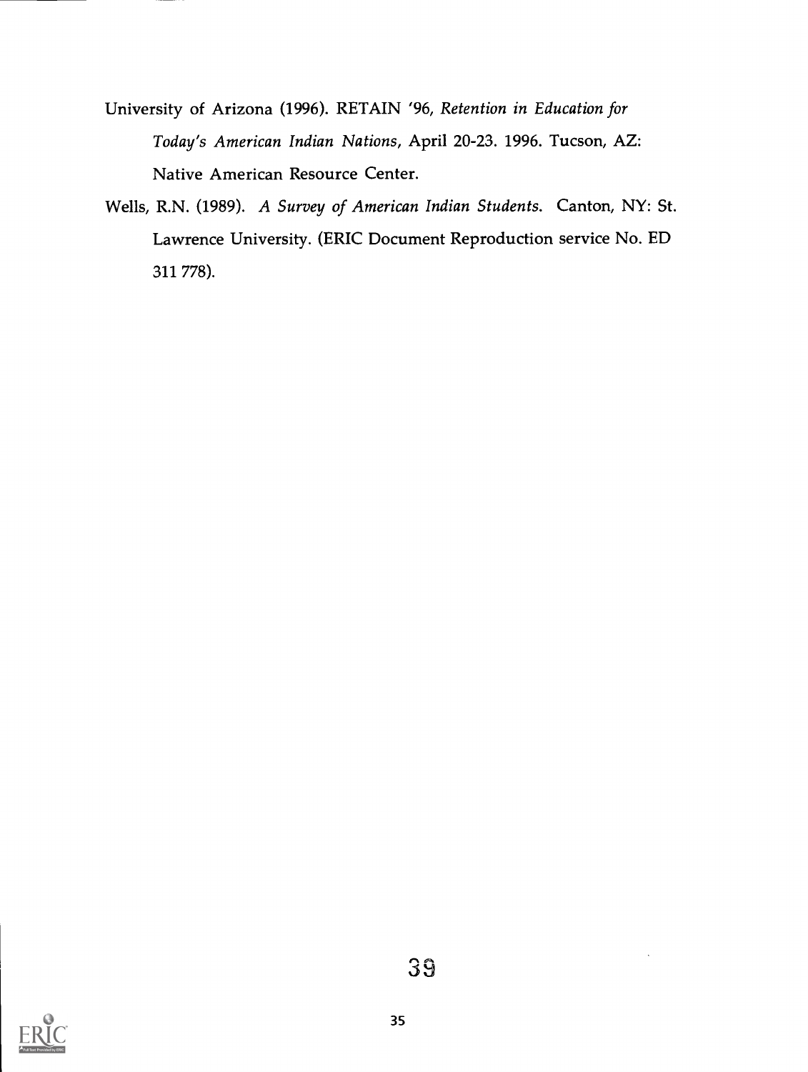University of Arizona (1996). RETAIN '96, *Retention in Education for Today's American Indian Nations*, April 20-23. 1996. Tucson, AZ: Native American Resource Center.

Wells, R.N. (1989). *A Survey of American Indian Students*. Canton, NY: St. Lawrence University. (ERIC Document Reproduction service No. ED 311 778).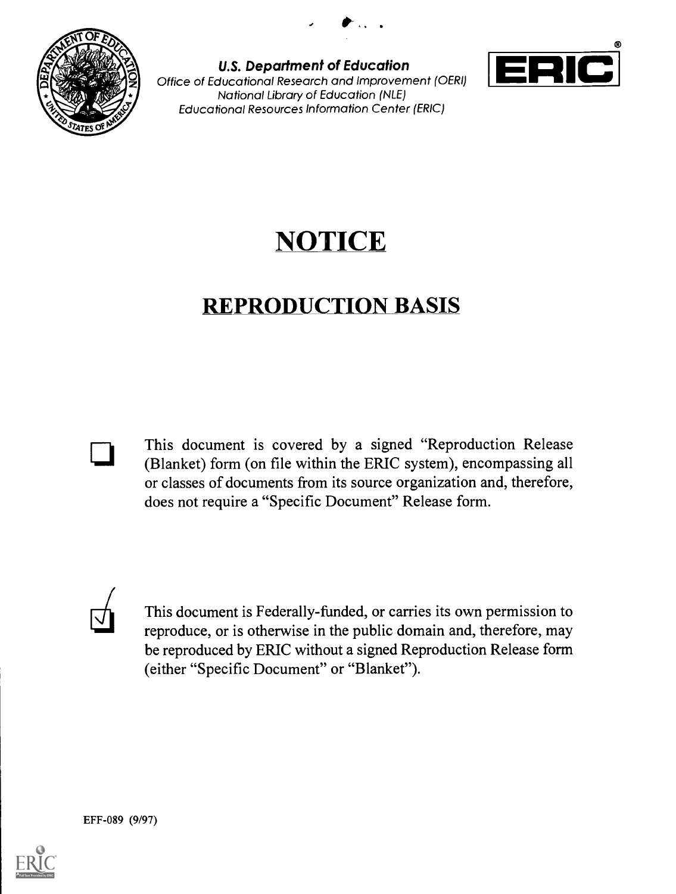**U.S. Department of Education**
*Office of Educational Research and Improvement (OERI)*
*National Library of Education (NLE)*
*Educational Resources Information Center (ERIC)*

ERIC®

# NOTICE

## REPRODUCTION BASIS

☐ This document is covered by a signed "Reproduction Release (Blanket) form (on file within the ERIC system), encompassing all or classes of documents from its source organization and, therefore, does not require a "Specific Document" Release form.

☑ This document is Federally-funded, or carries its own permission to reproduce, or is otherwise in the public domain and, therefore, may be reproduced by ERIC without a signed Reproduction Release form (either "Specific Document" or "Blanket").

EFF-089 (9/97)